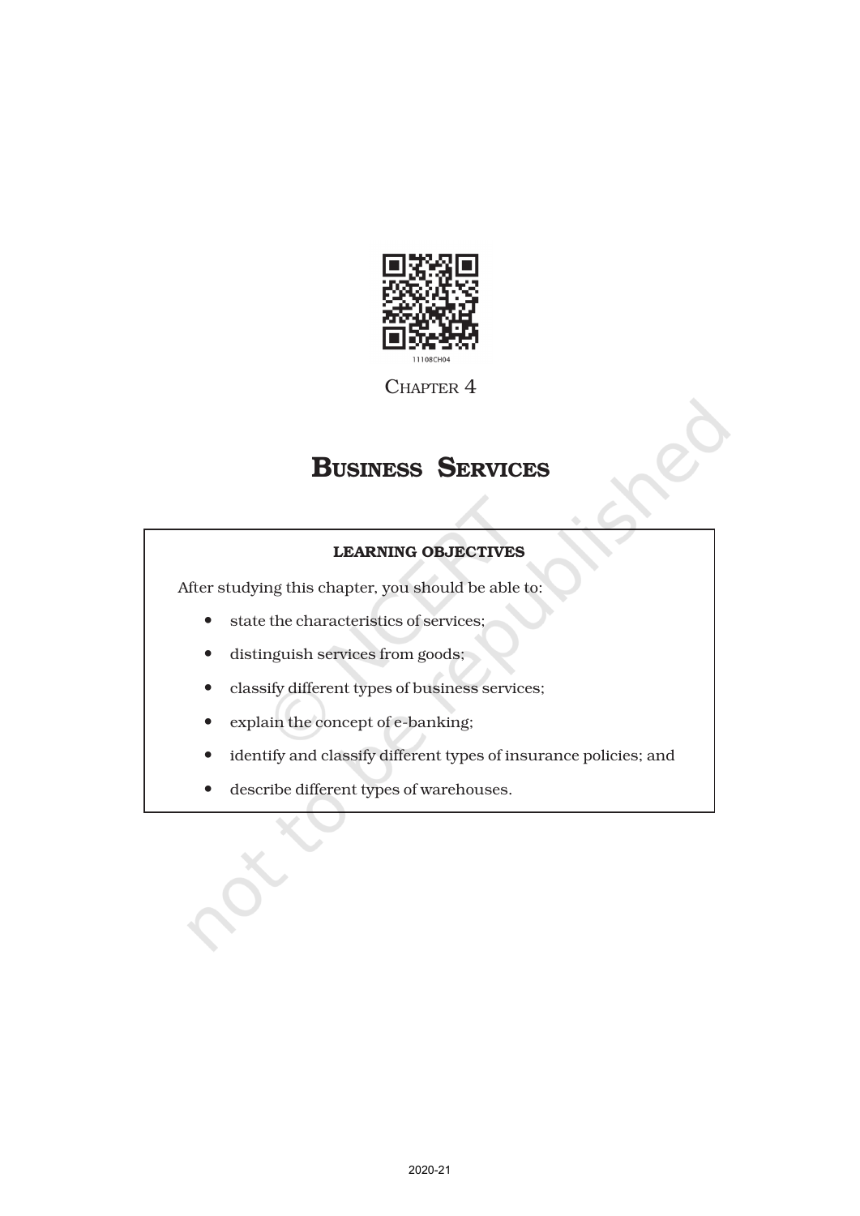CHAPTER 4

# BUSINESS SERVICES

**LEARNING OBJECTIVES**

After studying this chapter, you should be able to:

- state the characteristics of services;
- distinguish services from goods;
- classify different types of business services;
- explain the concept of e-banking;
- identify and classify different types of insurance policies; and
- describe different types of warehouses.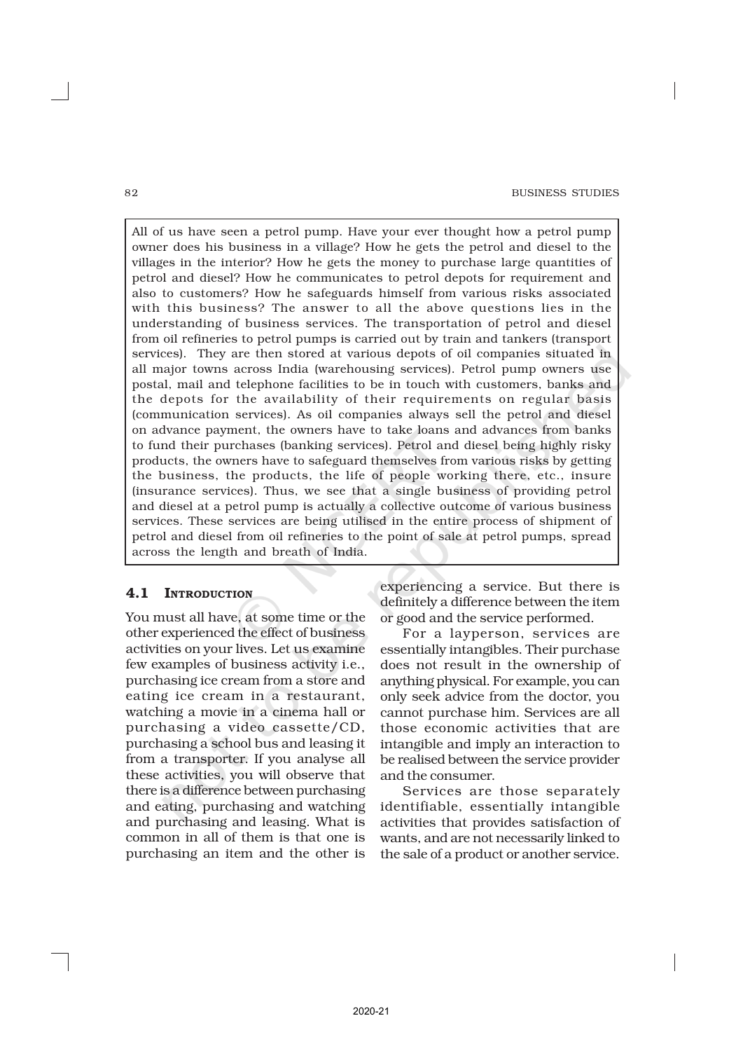All of us have seen a petrol pump. Have your ever thought how a petrol pump owner does his business in a village? How he gets the petrol and diesel to the villages in the interior? How he gets the money to purchase large quantities of petrol and diesel? How he communicates to petrol depots for requirement and also to customers? How he safeguards himself from various risks associated with this business? The answer to all the above questions lies in the understanding of business services. The transportation of petrol and diesel from oil refineries to petrol pumps is carried out by train and tankers (transport services). They are then stored at various depots of oil companies situated in all major towns across India (warehousing services). Petrol pump owners use postal, mail and telephone facilities to be in touch with customers, banks and the depots for the availability of their requirements on regular basis (communication services). As oil companies always sell the petrol and diesel on advance payment, the owners have to take loans and advances from banks to fund their purchases (banking services). Petrol and diesel being highly risky products, the owners have to safeguard themselves from various risks by getting the business, the products, the life of people working there, etc., insure (insurance services). Thus, we see that a single business of providing petrol and diesel at a petrol pump is actually a collective outcome of various business services. These services are being utilised in the entire process of shipment of petrol and diesel from oil refineries to the point of sale at petrol pumps, spread across the length and breath of India.

## 4.1 Introduction

You must all have, at some time or the other experienced the effect of business activities on your lives. Let us examine few examples of business activity i.e., purchasing ice cream from a store and eating ice cream in a restaurant, watching a movie in a cinema hall or purchasing a video cassette/CD, purchasing a school bus and leasing it from a transporter. If you analyse all these activities, you will observe that there is a difference between purchasing and eating, purchasing and watching and purchasing and leasing. What is common in all of them is that one is purchasing an item and the other is experiencing a service. But there is definitely a difference between the item or good and the service performed.

For a layperson, services are essentially intangibles. Their purchase does not result in the ownership of anything physical. For example, you can only seek advice from the doctor, you cannot purchase him. Services are all those economic activities that are intangible and imply an interaction to be realised between the service provider and the consumer.

Services are those separately identifiable, essentially intangible activities that provides satisfaction of wants, and are not necessarily linked to the sale of a product or another service.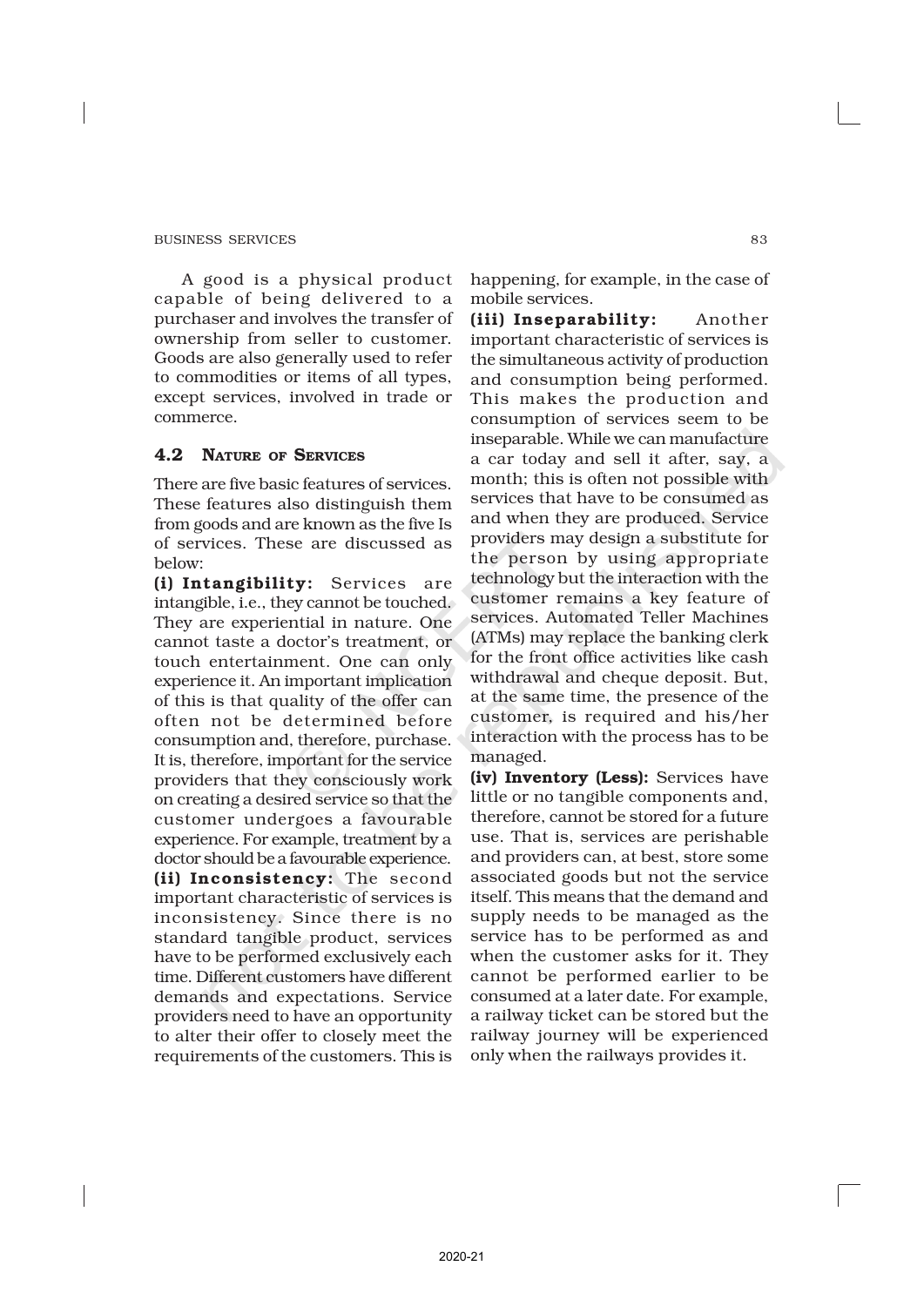A good is a physical product capable of being delivered to a purchaser and involves the transfer of ownership from seller to customer. Goods are also generally used to refer to commodities or items of all types, except services, involved in trade or commerce.

## 4.2 Nature of Services

There are five basic features of services. These features also distinguish them from goods and are known as the five Is of services. These are discussed as below:

**(i) Intangibility:** Services are intangible, i.e., they cannot be touched. They are experiential in nature. One cannot taste a doctor's treatment, or touch entertainment. One can only experience it. An important implication of this is that quality of the offer can often not be determined before consumption and, therefore, purchase. It is, therefore, important for the service providers that they consciously work on creating a desired service so that the customer undergoes a favourable experience. For example, treatment by a doctor should be a favourable experience.

**(ii) Inconsistency:** The second important characteristic of services is inconsistency. Since there is no standard tangible product, services have to be performed exclusively each time. Different customers have different demands and expectations. Service providers need to have an opportunity to alter their offer to closely meet the requirements of the customers. This is happening, for example, in the case of mobile services.

**(iii) Inseparability:** Another important characteristic of services is the simultaneous activity of production and consumption being performed. This makes the production and consumption of services seem to be inseparable. While we can manufacture a car today and sell it after, say, a month; this is often not possible with services that have to be consumed as and when they are produced. Service providers may design a substitute for the person by using appropriate technology but the interaction with the customer remains a key feature of services. Automated Teller Machines (ATMs) may replace the banking clerk for the front office activities like cash withdrawal and cheque deposit. But, at the same time, the presence of the customer, is required and his/her interaction with the process has to be managed.

**(iv) Inventory (Less):** Services have little or no tangible components and, therefore, cannot be stored for a future use. That is, services are perishable and providers can, at best, store some associated goods but not the service itself. This means that the demand and supply needs to be managed as the service has to be performed as and when the customer asks for it. They cannot be performed earlier to be consumed at a later date. For example, a railway ticket can be stored but the railway journey will be experienced only when the railways provides it.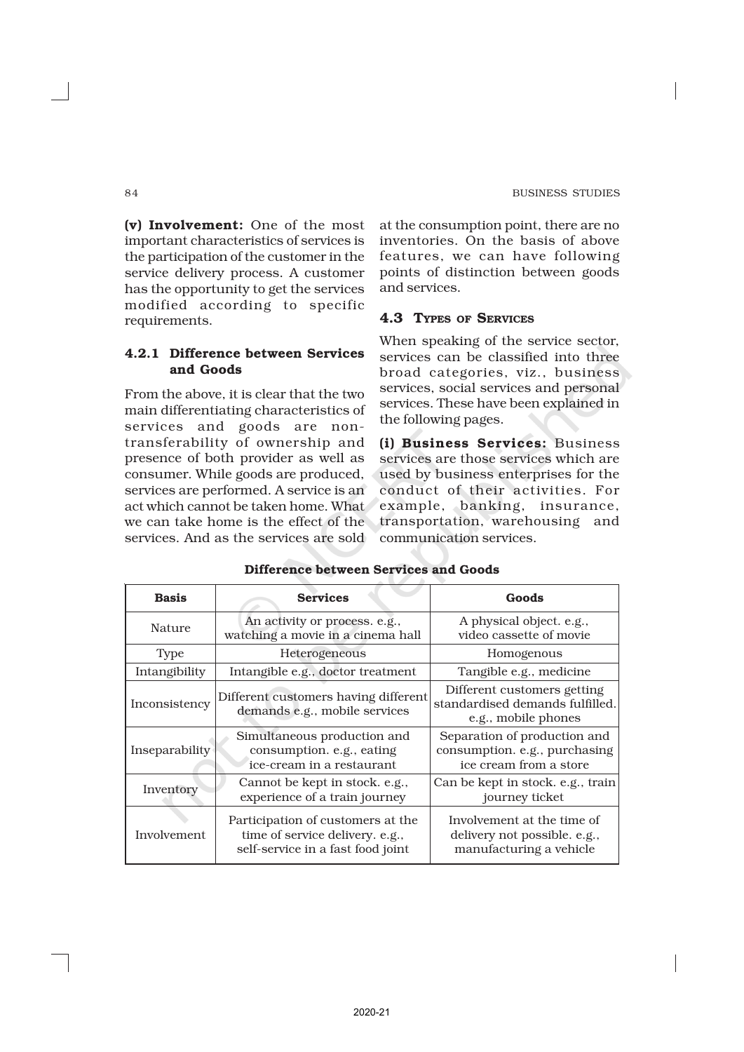**(v) Involvement:** One of the most important characteristics of services is the participation of the customer in the service delivery process. A customer has the opportunity to get the services modified according to specific requirements.

### 4.2.1 Difference between Services and Goods

From the above, it is clear that the two main differentiating characteristics of services and goods are non-transferability of ownership and presence of both provider as well as consumer. While goods are produced, services are performed. A service is an act which cannot be taken home. What we can take home is the effect of the services. And as the services are sold at the consumption point, there are no inventories. On the basis of above features, we can have following points of distinction between goods and services.

## 4.3 Types of Services

When speaking of the service sector, services can be classified into three broad categories, viz., business services, social services and personal services. These have been explained in the following pages.

**(i) Business Services:** Business services are those services which are used by business enterprises for the conduct of their activities. For example, banking, insurance, transportation, warehousing and communication services.

**Difference between Services and Goods**

| Basis | Services | Goods |
| --- | --- | --- |
| Nature | An activity or process. e.g., watching a movie in a cinema hall | A physical object. e.g., video cassette of movie |
| Type | Heterogeneous | Homogenous |
| Intangibility | Intangible e.g., doctor treatment | Tangible e.g., medicine |
| Inconsistency | Different customers having different demands e.g., mobile services | Different customers getting standardised demands fulfilled. e.g., mobile phones |
| Inseparability | Simultaneous production and consumption. e.g., eating ice-cream in a restaurant | Separation of production and consumption. e.g., purchasing ice cream from a store |
| Inventory | Cannot be kept in stock. e.g., experience of a train journey | Can be kept in stock. e.g., train journey ticket |
| Involvement | Participation of customers at the time of service delivery. e.g., self-service in a fast food joint | Involvement at the time of delivery not possible. e.g., manufacturing a vehicle |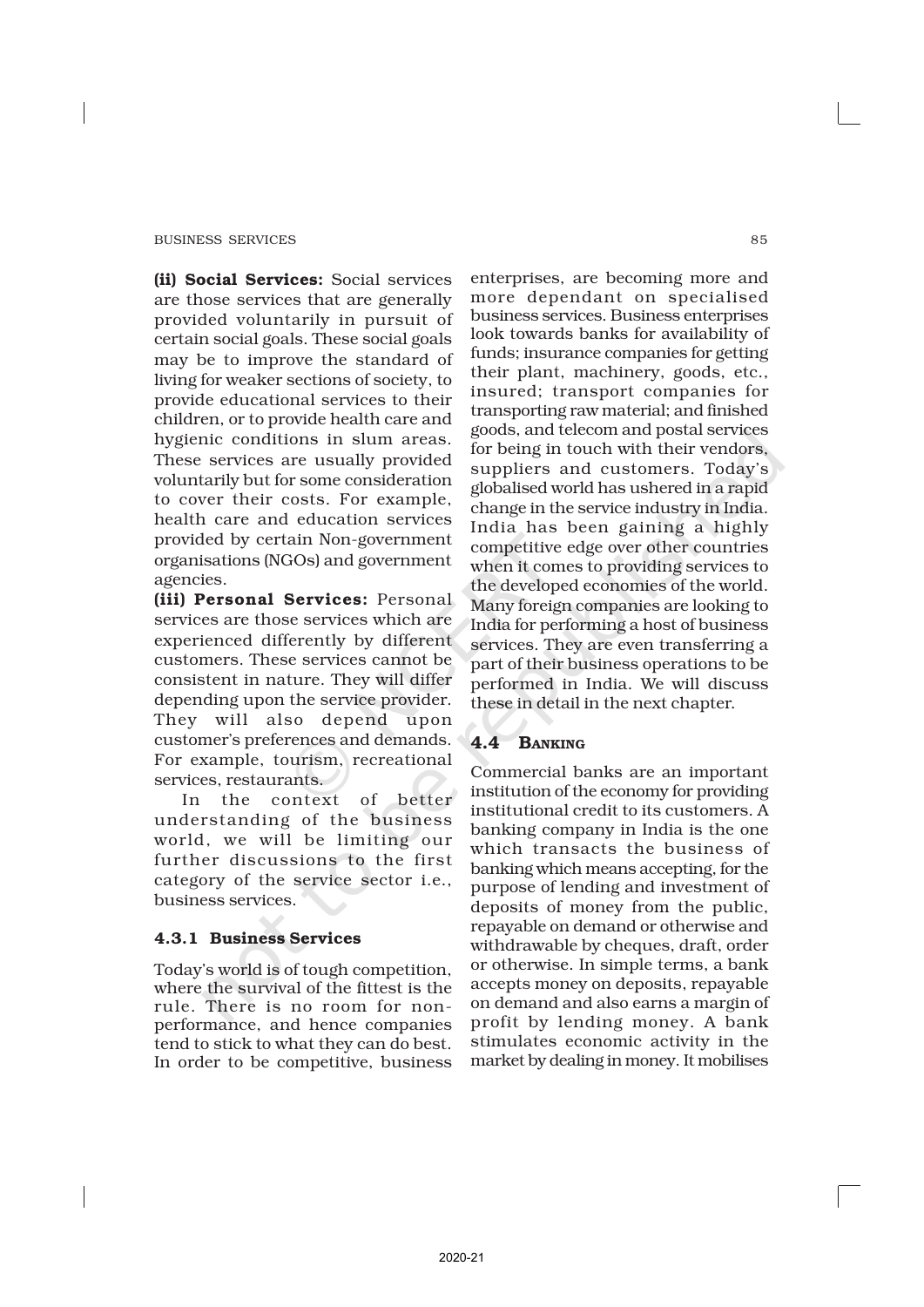**(ii) Social Services:** Social services are those services that are generally provided voluntarily in pursuit of certain social goals. These social goals may be to improve the standard of living for weaker sections of society, to provide educational services to their children, or to provide health care and hygienic conditions in slum areas. These services are usually provided voluntarily but for some consideration to cover their costs. For example, health care and education services provided by certain Non-government organisations (NGOs) and government agencies.

**(iii) Personal Services:** Personal services are those services which are experienced differently by different customers. These services cannot be consistent in nature. They will differ depending upon the service provider. They will also depend upon customer's preferences and demands. For example, tourism, recreational services, restaurants.

In the context of better understanding of the business world, we will be limiting our further discussions to the first category of the service sector i.e., business services.

### 4.3.1 Business Services

Today's world is of tough competition, where the survival of the fittest is the rule. There is no room for non-performance, and hence companies tend to stick to what they can do best. In order to be competitive, business enterprises, are becoming more and more dependant on specialised business services. Business enterprises look towards banks for availability of funds; insurance companies for getting their plant, machinery, goods, etc., insured; transport companies for transporting raw material; and finished goods, and telecom and postal services for being in touch with their vendors, suppliers and customers. Today's globalised world has ushered in a rapid change in the service industry in India. India has been gaining a highly competitive edge over other countries when it comes to providing services to the developed economies of the world. Many foreign companies are looking to India for performing a host of business services. They are even transferring a part of their business operations to be performed in India. We will discuss these in detail in the next chapter.

## 4.4 Banking

Commercial banks are an important institution of the economy for providing institutional credit to its customers. A banking company in India is the one which transacts the business of banking which means accepting, for the purpose of lending and investment of deposits of money from the public, repayable on demand or otherwise and withdrawable by cheques, draft, order or otherwise. In simple terms, a bank accepts money on deposits, repayable on demand and also earns a margin of profit by lending money. A bank stimulates economic activity in the market by dealing in money. It mobilises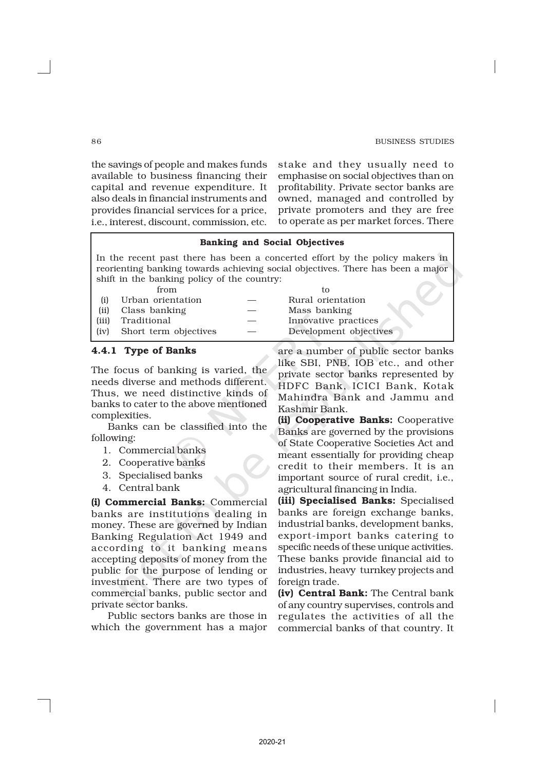the savings of people and makes funds available to business financing their capital and revenue expenditure. It also deals in financial instruments and provides financial services for a price, i.e., interest, discount, commission, etc.

**Banking and Social Objectives**

In the recent past there has been a concerted effort by the policy makers in reorienting banking towards achieving social objectives. There has been a major shift in the banking policy of the country:

| | from | | to |
|---|---|---|---|
| (i) | Urban orientation | — | Rural orientation |
| (ii) | Class banking | — | Mass banking |
| (iii) | Traditional | — | Innovative practices |
| (iv) | Short term objectives | — | Development objectives |

### 4.4.1 Type of Banks

The focus of banking is varied, the needs diverse and methods different. Thus, we need distinctive kinds of banks to cater to the above mentioned complexities.

Banks can be classified into the following:

1. Commercial banks
2. Cooperative banks
3. Specialised banks
4. Central bank

**(i) Commercial Banks:** Commercial banks are institutions dealing in money. These are governed by Indian Banking Regulation Act 1949 and according to it banking means accepting deposits of money from the public for the purpose of lending or investment. There are two types of commercial banks, public sector and private sector banks.

Public sectors banks are those in which the government has a major stake and they usually need to emphasise on social objectives than on profitability. Private sector banks are owned, managed and controlled by private promoters and they are free to operate as per market forces. There are a number of public sector banks like SBI, PNB, IOB etc., and other private sector banks represented by HDFC Bank, ICICI Bank, Kotak Mahindra Bank and Jammu and Kashmir Bank.

**(ii) Cooperative Banks:** Cooperative Banks are governed by the provisions of State Cooperative Societies Act and meant essentially for providing cheap credit to their members. It is an important source of rural credit, i.e., agricultural financing in India.

**(iii) Specialised Banks:** Specialised banks are foreign exchange banks, industrial banks, development banks, export-import banks catering to specific needs of these unique activities. These banks provide financial aid to industries, heavy turnkey projects and foreign trade.

**(iv) Central Bank:** The Central bank of any country supervises, controls and regulates the activities of all the commercial banks of that country. It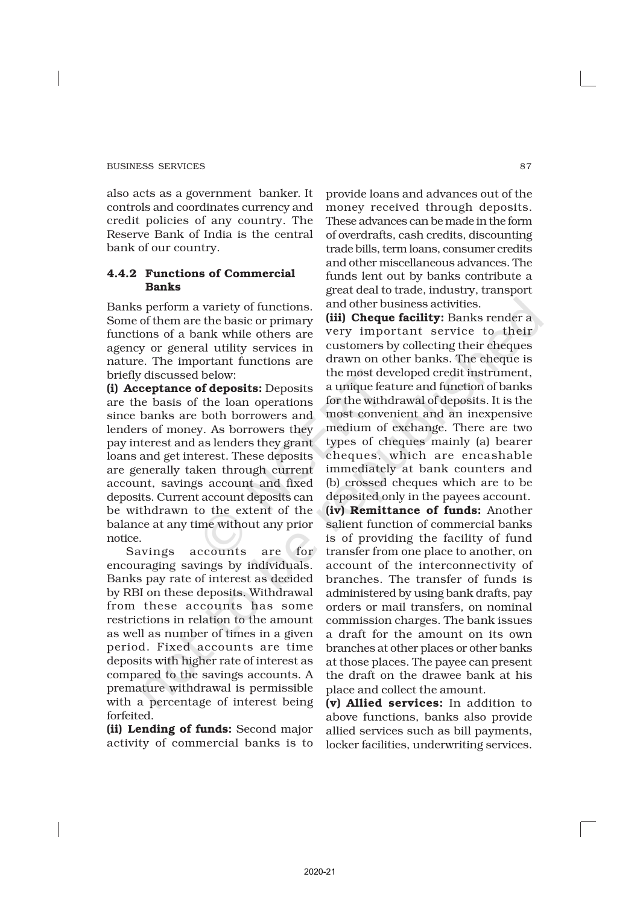also acts as a government banker. It controls and coordinates currency and credit policies of any country. The Reserve Bank of India is the central bank of our country.

### 4.4.2 Functions of Commercial Banks

Banks perform a variety of functions. Some of them are the basic or primary functions of a bank while others are agency or general utility services in nature. The important functions are briefly discussed below:

**(i) Acceptance of deposits:** Deposits are the basis of the loan operations since banks are both borrowers and lenders of money. As borrowers they pay interest and as lenders they grant loans and get interest. These deposits are generally taken through current account, savings account and fixed deposits. Current account deposits can be withdrawn to the extent of the balance at any time without any prior notice.

Savings accounts are for encouraging savings by individuals. Banks pay rate of interest as decided by RBI on these deposits. Withdrawal from these accounts has some restrictions in relation to the amount as well as number of times in a given period. Fixed accounts are time deposits with higher rate of interest as compared to the savings accounts. A premature withdrawal is permissible with a percentage of interest being forfeited.

**(ii) Lending of funds:** Second major activity of commercial banks is to provide loans and advances out of the money received through deposits. These advances can be made in the form of overdrafts, cash credits, discounting trade bills, term loans, consumer credits and other miscellaneous advances. The funds lent out by banks contribute a great deal to trade, industry, transport and other business activities.

**(iii) Cheque facility:** Banks render a very important service to their customers by collecting their cheques drawn on other banks. The cheque is the most developed credit instrument, a unique feature and function of banks for the withdrawal of deposits. It is the most convenient and an inexpensive medium of exchange. There are two types of cheques mainly (a) bearer cheques, which are encashable immediately at bank counters and (b) crossed cheques which are to be deposited only in the payees account.

**(iv) Remittance of funds:** Another salient function of commercial banks is of providing the facility of fund transfer from one place to another, on account of the interconnectivity of branches. The transfer of funds is administered by using bank drafts, pay orders or mail transfers, on nominal commission charges. The bank issues a draft for the amount on its own branches at other places or other banks at those places. The payee can present the draft on the drawee bank at his place and collect the amount.

**(v) Allied services:** In addition to above functions, banks also provide allied services such as bill payments, locker facilities, underwriting services.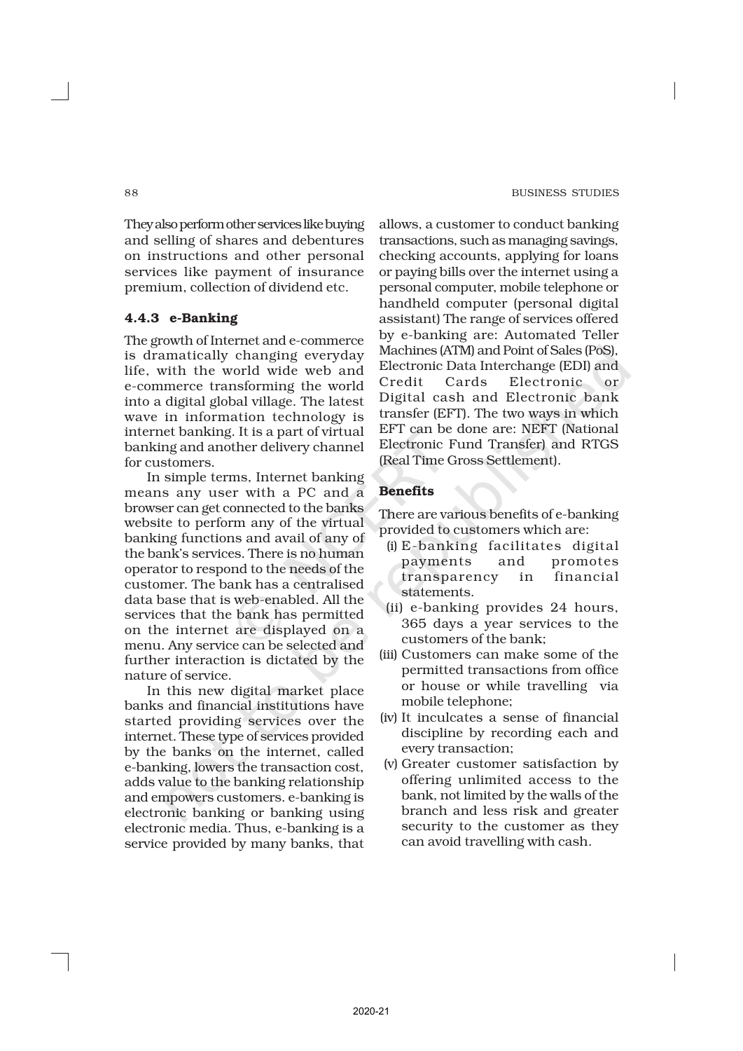They also perform other services like buying and selling of shares and debentures on instructions and other personal services like payment of insurance premium, collection of dividend etc.

### 4.4.3 e-Banking

The growth of Internet and e-commerce is dramatically changing everyday life, with the world wide web and e-commerce transforming the world into a digital global village. The latest wave in information technology is internet banking. It is a part of virtual banking and another delivery channel for customers.

In simple terms, Internet banking means any user with a PC and a browser can get connected to the banks website to perform any of the virtual banking functions and avail of any of the bank's services. There is no human operator to respond to the needs of the customer. The bank has a centralised data base that is web-enabled. All the services that the bank has permitted on the internet are displayed on a menu. Any service can be selected and further interaction is dictated by the nature of service.

In this new digital market place banks and financial institutions have started providing services over the internet. These type of services provided by the banks on the internet, called e-banking, lowers the transaction cost, adds value to the banking relationship and empowers customers. e-banking is electronic banking or banking using electronic media. Thus, e-banking is a service provided by many banks, that allows, a customer to conduct banking transactions, such as managing savings, checking accounts, applying for loans or paying bills over the internet using a personal computer, mobile telephone or handheld computer (personal digital assistant) The range of services offered by e-banking are: Automated Teller Machines (ATM) and Point of Sales (PoS), Electronic Data Interchange (EDI) and Credit Cards Electronic or Digital cash and Electronic bank transfer (EFT). The two ways in which EFT can be done are: NEFT (National Electronic Fund Transfer) and RTGS (Real Time Gross Settlement).

**Benefits**

There are various benefits of e-banking provided to customers which are:

(i) E-banking facilitates digital payments and promotes transparency in financial statements.

(ii) e-banking provides 24 hours, 365 days a year services to the customers of the bank;

(iii) Customers can make some of the permitted transactions from office or house or while travelling via mobile telephone;

(iv) It inculcates a sense of financial discipline by recording each and every transaction;

(v) Greater customer satisfaction by offering unlimited access to the bank, not limited by the walls of the branch and less risk and greater security to the customer as they can avoid travelling with cash.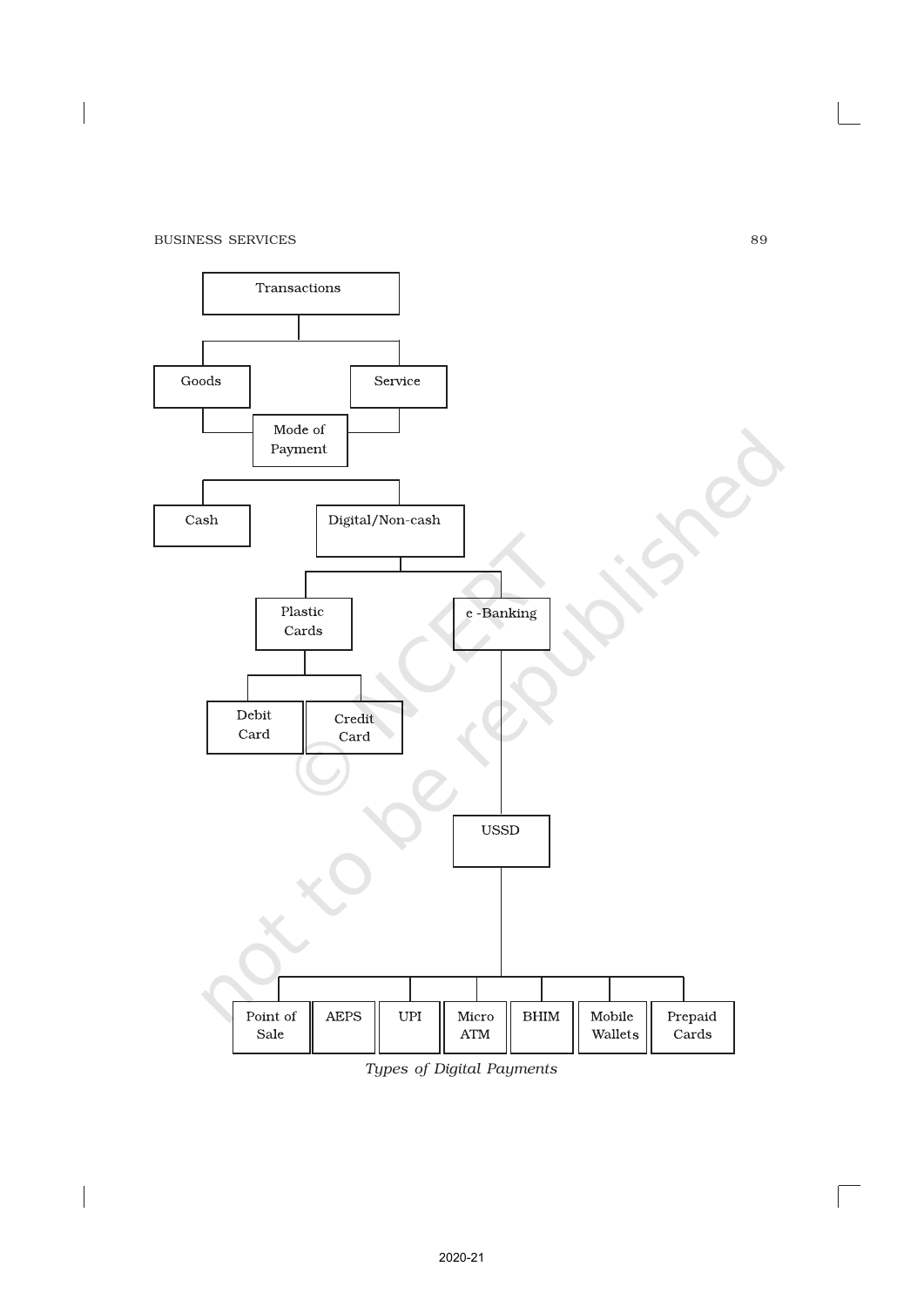Transactions

Goods

Service

Mode of Payment

Cash

Digital/Non-cash

Plastic Cards

e -Banking

Debit Card

Credit Card

USSD

Point of Sale

AEPS

UPI

Micro ATM

BHIM

Mobile Wallets

Prepaid Cards

*Types of Digital Payments*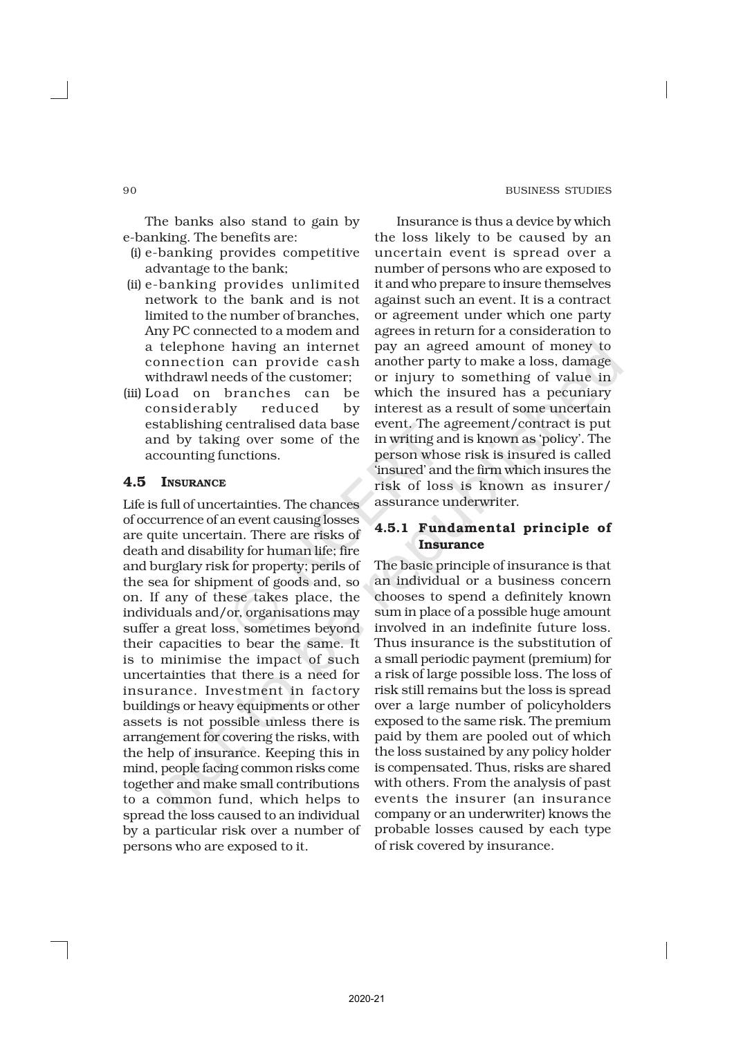The banks also stand to gain by e-banking. The benefits are:

(i) e-banking provides competitive advantage to the bank;

(ii) e-banking provides unlimited network to the bank and is not limited to the number of branches, Any PC connected to a modem and a telephone having an internet connection can provide cash withdrawl needs of the customer;

(iii) Load on branches can be considerably reduced by establishing centralised data base and by taking over some of the accounting functions.

## 4.5 Insurance

Life is full of uncertainties. The chances of occurrence of an event causing losses are quite uncertain. There are risks of death and disability for human life; fire and burglary risk for property; perils of the sea for shipment of goods and, so on. If any of these takes place, the individuals and/or, organisations may suffer a great loss, sometimes beyond their capacities to bear the same. It is to minimise the impact of such uncertainties that there is a need for insurance. Investment in factory buildings or heavy equipments or other assets is not possible unless there is arrangement for covering the risks, with the help of insurance. Keeping this in mind, people facing common risks come together and make small contributions to a common fund, which helps to spread the loss caused to an individual by a particular risk over a number of persons who are exposed to it.

Insurance is thus a device by which the loss likely to be caused by an uncertain event is spread over a number of persons who are exposed to it and who prepare to insure themselves against such an event. It is a contract or agreement under which one party agrees in return for a consideration to pay an agreed amount of money to another party to make a loss, damage or injury to something of value in which the insured has a pecuniary interest as a result of some uncertain event. The agreement/contract is put in writing and is known as 'policy'. The person whose risk is insured is called 'insured' and the firm which insures the risk of loss is known as insurer/assurance underwriter.

### 4.5.1 Fundamental principle of Insurance

The basic principle of insurance is that an individual or a business concern chooses to spend a definitely known sum in place of a possible huge amount involved in an indefinite future loss. Thus insurance is the substitution of a small periodic payment (premium) for a risk of large possible loss. The loss of risk still remains but the loss is spread over a large number of policyholders exposed to the same risk. The premium paid by them are pooled out of which the loss sustained by any policy holder is compensated. Thus, risks are shared with others. From the analysis of past events the insurer (an insurance company or an underwriter) knows the probable losses caused by each type of risk covered by insurance.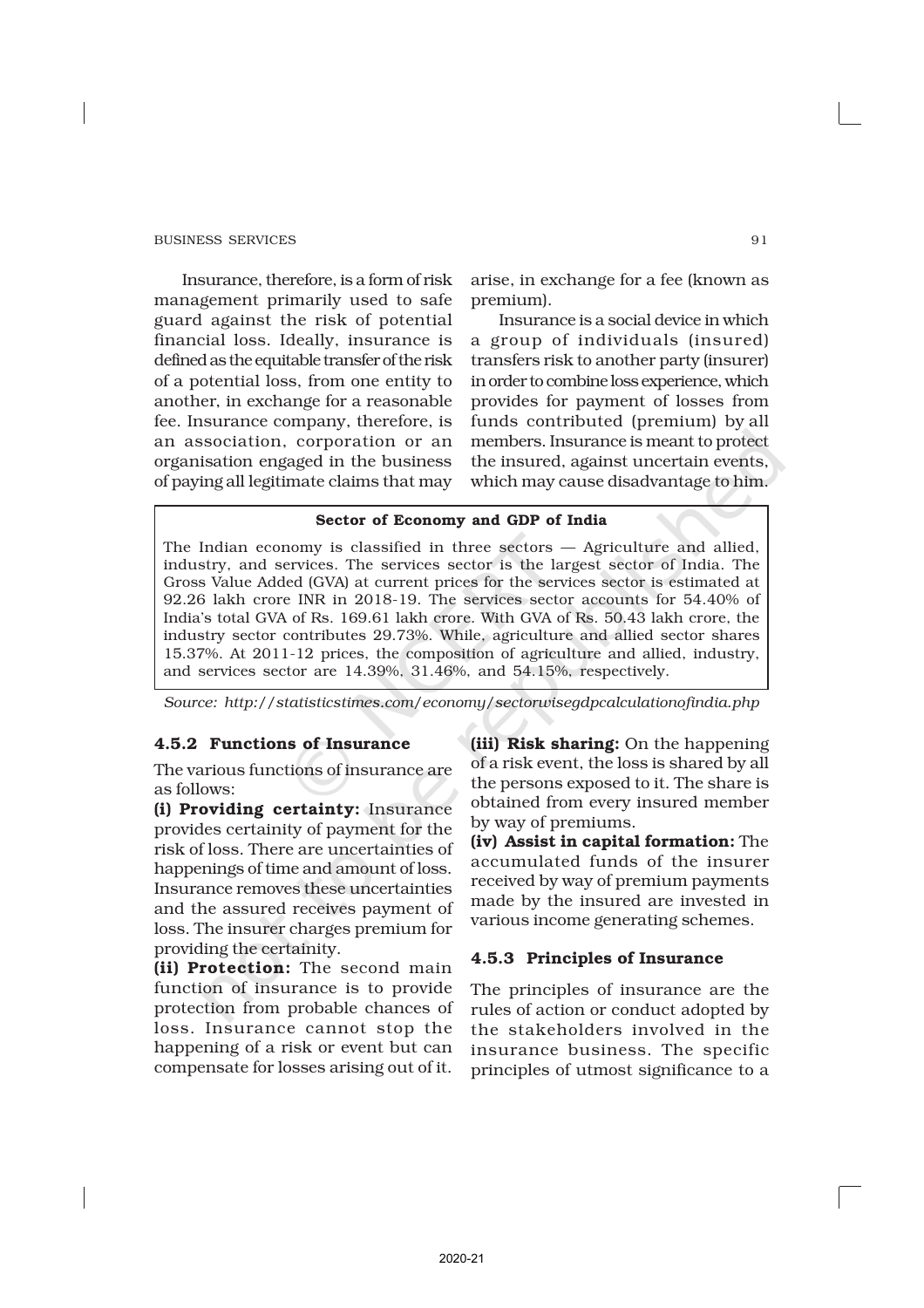Insurance, therefore, is a form of risk management primarily used to safe guard against the risk of potential financial loss. Ideally, insurance is defined as the equitable transfer of the risk of a potential loss, from one entity to another, in exchange for a reasonable fee. Insurance company, therefore, is an association, corporation or an organisation engaged in the business of paying all legitimate claims that may arise, in exchange for a fee (known as premium).

Insurance is a social device in which a group of individuals (insured) transfers risk to another party (insurer) in order to combine loss experience, which provides for payment of losses from funds contributed (premium) by all members. Insurance is meant to protect the insured, against uncertain events, which may cause disadvantage to him.

> **Sector of Economy and GDP of India**
>
> The Indian economy is classified in three sectors — Agriculture and allied, industry, and services. The services sector is the largest sector of India. The Gross Value Added (GVA) at current prices for the services sector is estimated at 92.26 lakh crore INR in 2018-19. The services sector accounts for 54.40% of India's total GVA of Rs. 169.61 lakh crore. With GVA of Rs. 50.43 lakh crore, the industry sector contributes 29.73%. While, agriculture and allied sector shares 15.37%. At 2011-12 prices, the composition of agriculture and allied, industry, and services sector are 14.39%, 31.46%, and 54.15%, respectively.

*Source: http://statisticstimes.com/economy/sectorwisegdpcalculationofindia.php*

### 4.5.2 Functions of Insurance

The various functions of insurance are as follows:

**(i) Providing certainty:** Insurance provides certainity of payment for the risk of loss. There are uncertainties of happenings of time and amount of loss. Insurance removes these uncertainties and the assured receives payment of loss. The insurer charges premium for providing the certainity.

**(ii) Protection:** The second main function of insurance is to provide protection from probable chances of loss. Insurance cannot stop the happening of a risk or event but can compensate for losses arising out of it.

**(iii) Risk sharing:** On the happening of a risk event, the loss is shared by all the persons exposed to it. The share is obtained from every insured member by way of premiums.

**(iv) Assist in capital formation:** The accumulated funds of the insurer received by way of premium payments made by the insured are invested in various income generating schemes.

### 4.5.3 Principles of Insurance

The principles of insurance are the rules of action or conduct adopted by the stakeholders involved in the insurance business. The specific principles of utmost significance to a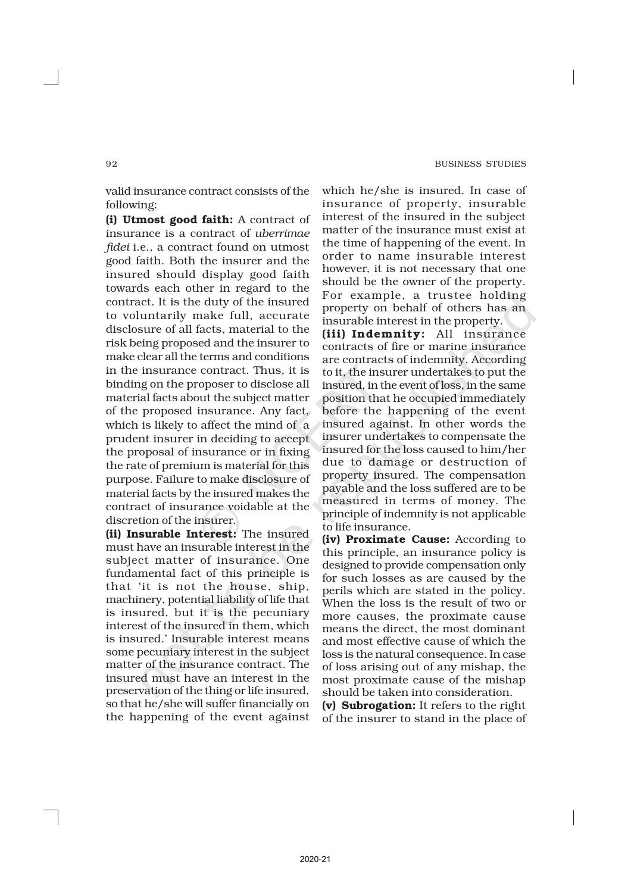valid insurance contract consists of the following:

**(i) Utmost good faith:** A contract of insurance is a contract of *uberrimae fidei* i.e., a contract found on utmost good faith. Both the insurer and the insured should display good faith towards each other in regard to the contract. It is the duty of the insured to voluntarily make full, accurate disclosure of all facts, material to the risk being proposed and the insurer to make clear all the terms and conditions in the insurance contract. Thus, it is binding on the proposer to disclose all material facts about the subject matter of the proposed insurance. Any fact, which is likely to affect the mind of a prudent insurer in deciding to accept the proposal of insurance or in fixing the rate of premium is material for this purpose. Failure to make disclosure of material facts by the insured makes the contract of insurance voidable at the discretion of the insurer.

**(ii) Insurable Interest:** The insured must have an insurable interest in the subject matter of insurance. One fundamental fact of this principle is that 'it is not the house, ship, machinery, potential liability of life that is insured, but it is the pecuniary interest of the insured in them, which is insured.' Insurable interest means some pecuniary interest in the subject matter of the insurance contract. The insured must have an interest in the preservation of the thing or life insured, so that he/she will suffer financially on the happening of the event against which he/she is insured. In case of insurance of property, insurable interest of the insured in the subject matter of the insurance must exist at the time of happening of the event. In order to name insurable interest however, it is not necessary that one should be the owner of the property. For example, a trustee holding property on behalf of others has an insurable interest in the property.

**(iii) Indemnity:** All insurance contracts of fire or marine insurance are contracts of indemnity. According to it, the insurer undertakes to put the insured, in the event of loss, in the same position that he occupied immediately before the happening of the event insured against. In other words the insurer undertakes to compensate the insured for the loss caused to him/her due to damage or destruction of property insured. The compensation payable and the loss suffered are to be measured in terms of money. The principle of indemnity is not applicable to life insurance.

**(iv) Proximate Cause:** According to this principle, an insurance policy is designed to provide compensation only for such losses as are caused by the perils which are stated in the policy. When the loss is the result of two or more causes, the proximate cause means the direct, the most dominant and most effective cause of which the loss is the natural consequence. In case of loss arising out of any mishap, the most proximate cause of the mishap should be taken into consideration.

**(v) Subrogation:** It refers to the right of the insurer to stand in the place of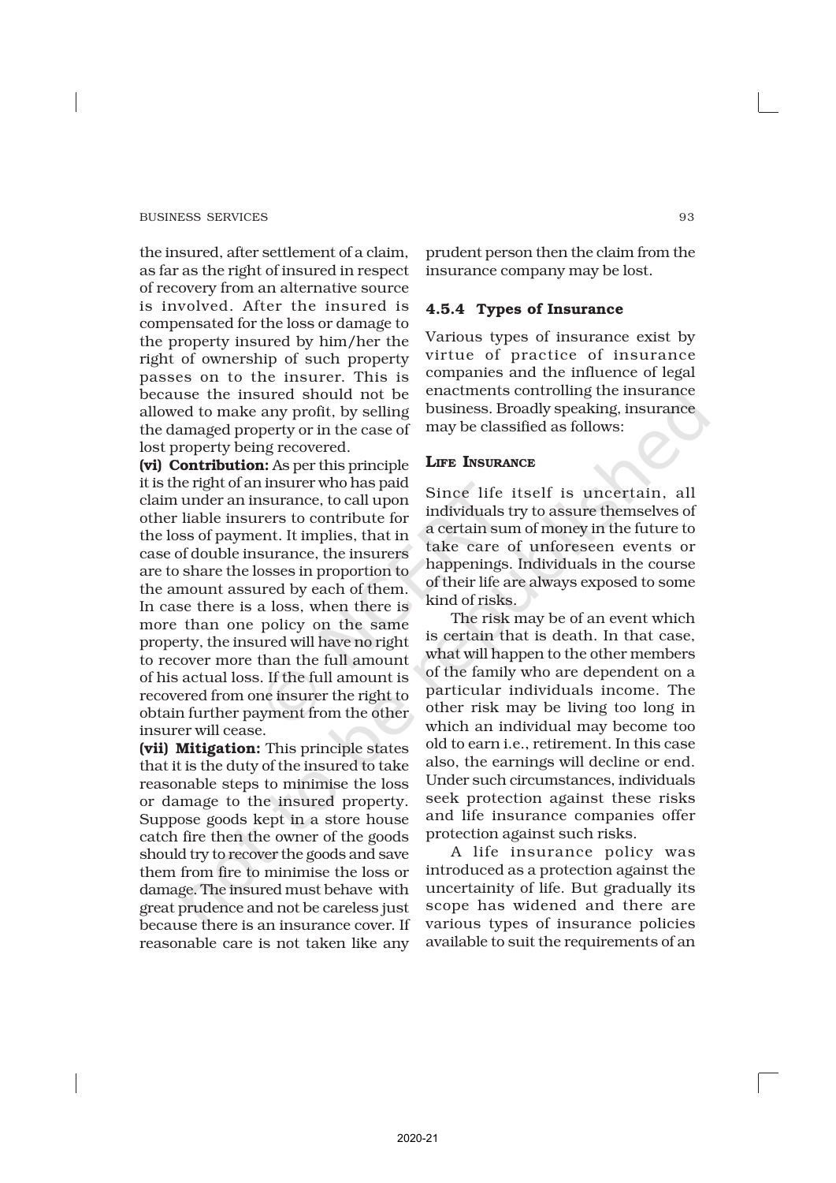the insured, after settlement of a claim, as far as the right of insured in respect of recovery from an alternative source is involved. After the insured is compensated for the loss or damage to the property insured by him/her the right of ownership of such property passes on to the insurer. This is because the insured should not be allowed to make any profit, by selling the damaged property or in the case of lost property being recovered.

**(vi) Contribution:** As per this principle it is the right of an insurer who has paid claim under an insurance, to call upon other liable insurers to contribute for the loss of payment. It implies, that in case of double insurance, the insurers are to share the losses in proportion to the amount assured by each of them. In case there is a loss, when there is more than one policy on the same property, the insured will have no right to recover more than the full amount of his actual loss. If the full amount is recovered from one insurer the right to obtain further payment from the other insurer will cease.

**(vii) Mitigation:** This principle states that it is the duty of the insured to take reasonable steps to minimise the loss or damage to the insured property. Suppose goods kept in a store house catch fire then the owner of the goods should try to recover the goods and save them from fire to minimise the loss or damage. The insured must behave with great prudence and not be careless just because there is an insurance cover. If reasonable care is not taken like any prudent person then the claim from the insurance company may be lost.

### 4.5.4 Types of Insurance

Various types of insurance exist by virtue of practice of insurance companies and the influence of legal enactments controlling the insurance business. Broadly speaking, insurance may be classified as follows:

#### LIFE INSURANCE

Since life itself is uncertain, all individuals try to assure themselves of a certain sum of money in the future to take care of unforeseen events or happenings. Individuals in the course of their life are always exposed to some kind of risks.

The risk may be of an event which is certain that is death. In that case, what will happen to the other members of the family who are dependent on a particular individuals income. The other risk may be living too long in which an individual may become too old to earn i.e., retirement. In this case also, the earnings will decline or end. Under such circumstances, individuals seek protection against these risks and life insurance companies offer protection against such risks.

A life insurance policy was introduced as a protection against the uncertainity of life. But gradually its scope has widened and there are various types of insurance policies available to suit the requirements of an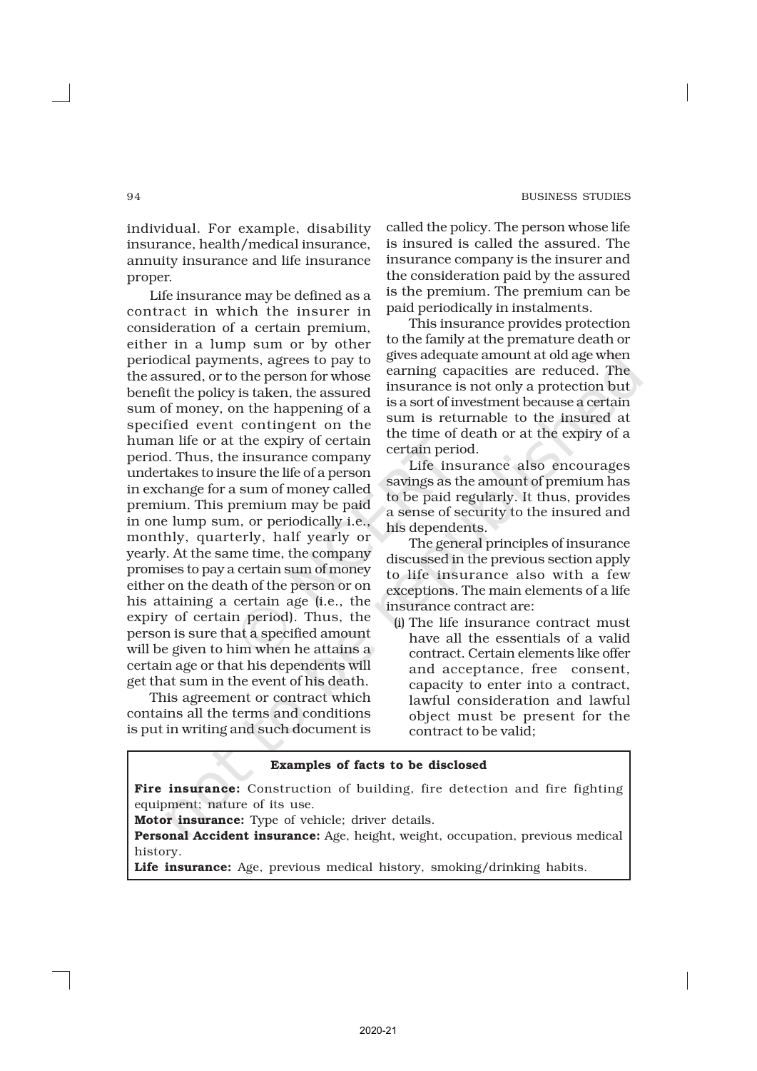individual. For example, disability insurance, health/medical insurance, annuity insurance and life insurance proper.

Life insurance may be defined as a contract in which the insurer in consideration of a certain premium, either in a lump sum or by other periodical payments, agrees to pay to the assured, or to the person for whose benefit the policy is taken, the assured sum of money, on the happening of a specified event contingent on the human life or at the expiry of certain period. Thus, the insurance company undertakes to insure the life of a person in exchange for a sum of money called premium. This premium may be paid in one lump sum, or periodically i.e., monthly, quarterly, half yearly or yearly. At the same time, the company promises to pay a certain sum of money either on the death of the person or on his attaining a certain age (i.e., the expiry of certain period). Thus, the person is sure that a specified amount will be given to him when he attains a certain age or that his dependents will get that sum in the event of his death.

This agreement or contract which contains all the terms and conditions is put in writing and such document is called the policy. The person whose life is insured is called the assured. The insurance company is the insurer and the consideration paid by the assured is the premium. The premium can be paid periodically in instalments.

This insurance provides protection to the family at the premature death or gives adequate amount at old age when earning capacities are reduced. The insurance is not only a protection but is a sort of investment because a certain sum is returnable to the insured at the time of death or at the expiry of a certain period.

Life insurance also encourages savings as the amount of premium has to be paid regularly. It thus, provides a sense of security to the insured and his dependents.

The general principles of insurance discussed in the previous section apply to life insurance also with a few exceptions. The main elements of a life insurance contract are:

(i) The life insurance contract must have all the essentials of a valid contract. Certain elements like offer and acceptance, free consent, capacity to enter into a contract, lawful consideration and lawful object must be present for the contract to be valid;

**Examples of facts to be disclosed**

**Fire insurance:** Construction of building, fire detection and fire fighting equipment; nature of its use.

**Motor insurance:** Type of vehicle; driver details.

**Personal Accident insurance:** Age, height, weight, occupation, previous medical history.

**Life insurance:** Age, previous medical history, smoking/drinking habits.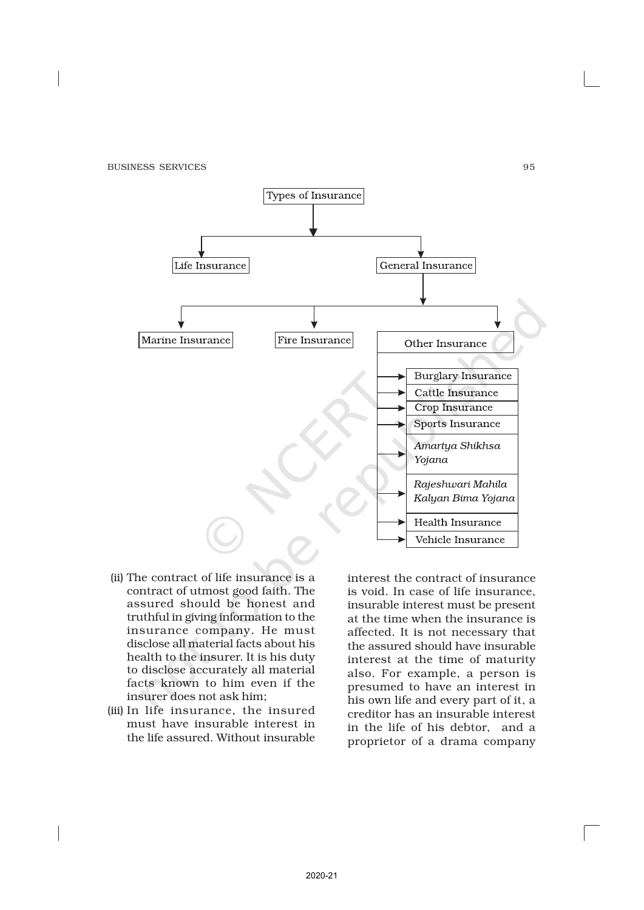Types of Insurance

Life Insurance

General Insurance

Marine Insurance

Fire Insurance

Other Insurance

Burglary Insurance

Cattle Insurance

Crop Insurance

Sports Insurance

*Amartya Shikhsa Yojana*

*Rajeshwari Mahila Kalyan Bima Yojana*

Health Insurance

Vehicle Insurance

(ii) The contract of life insurance is a contract of utmost good faith. The assured should be honest and truthful in giving information to the insurance company. He must disclose all material facts about his health to the insurer. It is his duty to disclose accurately all material facts known to him even if the insurer does not ask him;

(iii) In life insurance, the insured must have insurable interest in the life assured. Without insurable interest the contract of insurance is void. In case of life insurance, insurable interest must be present at the time when the insurance is affected. It is not necessary that the assured should have insurable interest at the time of maturity also. For example, a person is presumed to have an interest in his own life and every part of it, a creditor has an insurable interest in the life of his debtor, and a proprietor of a drama company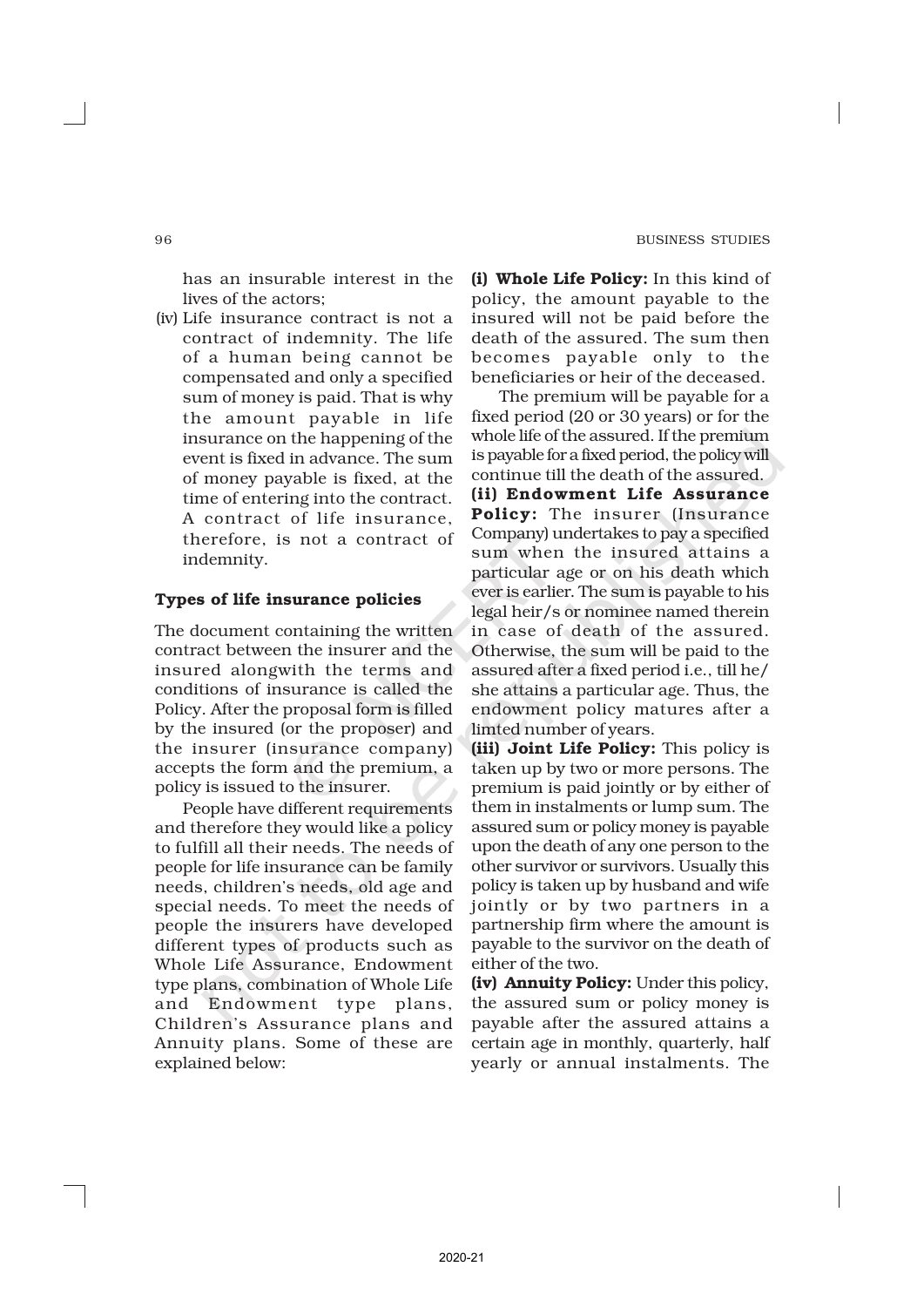has an insurable interest in the lives of the actors;

(iv) Life insurance contract is not a contract of indemnity. The life of a human being cannot be compensated and only a specified sum of money is paid. That is why the amount payable in life insurance on the happening of the event is fixed in advance. The sum of money payable is fixed, at the time of entering into the contract. A contract of life insurance, therefore, is not a contract of indemnity.

### Types of life insurance policies

The document containing the written contract between the insurer and the insured alongwith the terms and conditions of insurance is called the Policy. After the proposal form is filled by the insured (or the proposer) and the insurer (insurance company) accepts the form and the premium, a policy is issued to the insurer.

People have different requirements and therefore they would like a policy to fulfill all their needs. The needs of people for life insurance can be family needs, children's needs, old age and special needs. To meet the needs of people the insurers have developed different types of products such as Whole Life Assurance, Endowment type plans, combination of Whole Life and Endowment type plans, Children's Assurance plans and Annuity plans. Some of these are explained below:

**(i) Whole Life Policy:** In this kind of policy, the amount payable to the insured will not be paid before the death of the assured. The sum then becomes payable only to the beneficiaries or heir of the deceased.

The premium will be payable for a fixed period (20 or 30 years) or for the whole life of the assured. If the premium is payable for a fixed period, the policy will continue till the death of the assured.

**(ii) Endowment Life Assurance Policy:** The insurer (Insurance Company) undertakes to pay a specified sum when the insured attains a particular age or on his death which ever is earlier. The sum is payable to his legal heir/s or nominee named therein in case of death of the assured. Otherwise, the sum will be paid to the assured after a fixed period i.e., till he/she attains a particular age. Thus, the endowment policy matures after a limted number of years.

**(iii) Joint Life Policy:** This policy is taken up by two or more persons. The premium is paid jointly or by either of them in instalments or lump sum. The assured sum or policy money is payable upon the death of any one person to the other survivor or survivors. Usually this policy is taken up by husband and wife jointly or by two partners in a partnership firm where the amount is payable to the survivor on the death of either of the two.

**(iv) Annuity Policy:** Under this policy, the assured sum or policy money is payable after the assured attains a certain age in monthly, quarterly, half yearly or annual instalments. The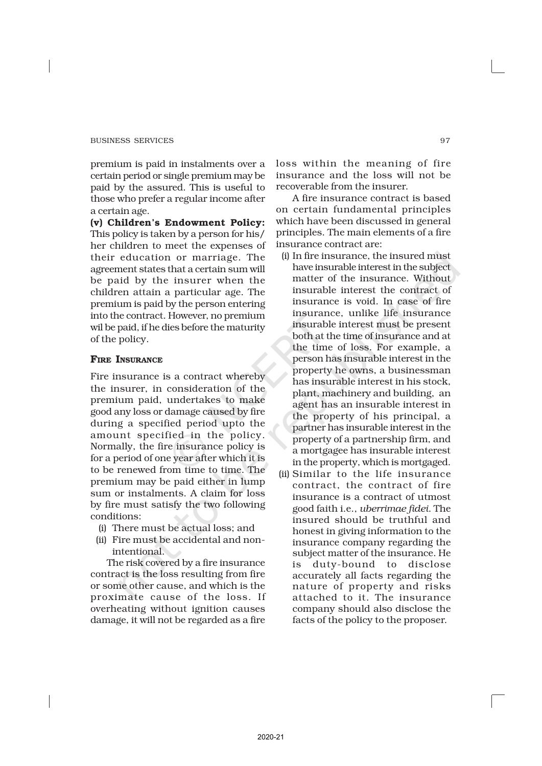premium is paid in instalments over a certain period or single premium may be paid by the assured. This is useful to those who prefer a regular income after a certain age.

**(v) Children's Endowment Policy:** This policy is taken by a person for his/ her children to meet the expenses of their education or marriage. The agreement states that a certain sum will be paid by the insurer when the children attain a particular age. The premium is paid by the person entering into the contract. However, no premium wil be paid, if he dies before the maturity of the policy.

### FIRE INSURANCE

Fire insurance is a contract whereby the insurer, in consideration of the premium paid, undertakes to make good any loss or damage caused by fire during a specified period upto the amount specified in the policy. Normally, the fire insurance policy is for a period of one year after which it is to be renewed from time to time. The premium may be paid either in lump sum or instalments. A claim for loss by fire must satisfy the two following conditions:

(i) There must be actual loss; and
(ii) Fire must be accidental and non-intentional.

The risk covered by a fire insurance contract is the loss resulting from fire or some other cause, and which is the proximate cause of the loss. If overheating without ignition causes damage, it will not be regarded as a fire loss within the meaning of fire insurance and the loss will not be recoverable from the insurer.

A fire insurance contract is based on certain fundamental principles which have been discussed in general principles. The main elements of a fire insurance contract are:

(i) In fire insurance, the insured must have insurable interest in the subject matter of the insurance. Without insurable interest the contract of insurance is void. In case of fire insurance, unlike life insurance insurable interest must be present both at the time of insurance and at the time of loss. For example, a person has insurable interest in the property he owns, a businessman has insurable interest in his stock, plant, machinery and building, an agent has an insurable interest in the property of his principal, a partner has insurable interest in the property of a partnership firm, and a mortgagee has insurable interest in the property, which is mortgaged.
(ii) Similar to the life insurance contract, the contract of fire insurance is a contract of utmost good faith i.e., *uberrimae fidei.* The insured should be truthful and honest in giving information to the insurance company regarding the subject matter of the insurance. He is duty-bound to disclose accurately all facts regarding the nature of property and risks attached to it. The insurance company should also disclose the facts of the policy to the proposer.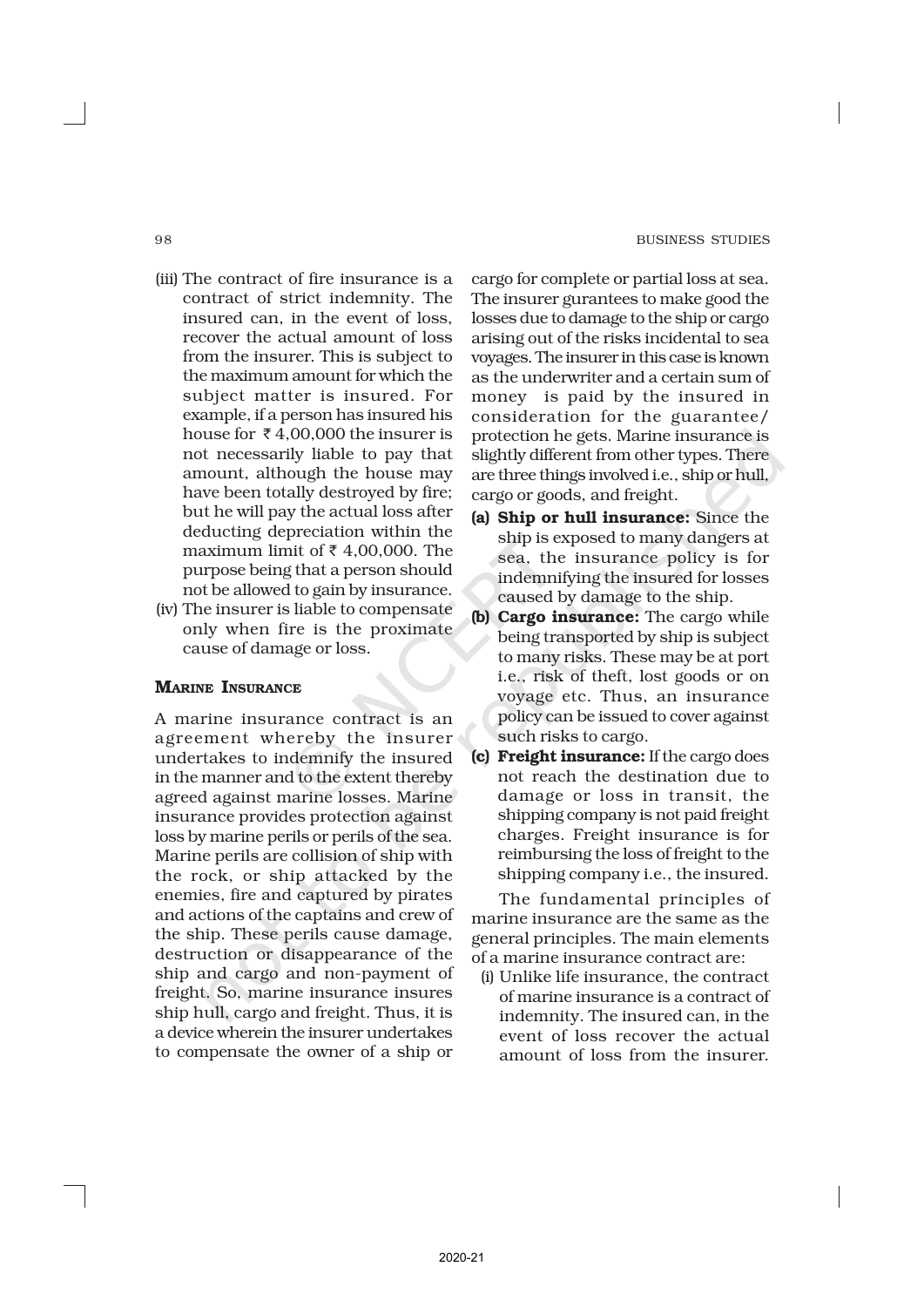(iii) The contract of fire insurance is a contract of strict indemnity. The insured can, in the event of loss, recover the actual amount of loss from the insurer. This is subject to the maximum amount for which the subject matter is insured. For example, if a person has insured his house for ₹ 4,00,000 the insurer is not necessarily liable to pay that amount, although the house may have been totally destroyed by fire; but he will pay the actual loss after deducting depreciation within the maximum limit of ₹ 4,00,000. The purpose being that a person should not be allowed to gain by insurance.

(iv) The insurer is liable to compensate only when fire is the proximate cause of damage or loss.

### Marine Insurance

A marine insurance contract is an agreement whereby the insurer undertakes to indemnify the insured in the manner and to the extent thereby agreed against marine losses. Marine insurance provides protection against loss by marine perils or perils of the sea. Marine perils are collision of ship with the rock, or ship attacked by the enemies, fire and captured by pirates and actions of the captains and crew of the ship. These perils cause damage, destruction or disappearance of the ship and cargo and non-payment of freight. So, marine insurance insures ship hull, cargo and freight. Thus, it is a device wherein the insurer undertakes to compensate the owner of a ship or cargo for complete or partial loss at sea. The insurer gurantees to make good the losses due to damage to the ship or cargo arising out of the risks incidental to sea voyages. The insurer in this case is known as the underwriter and a certain sum of money is paid by the insured in consideration for the guarantee/ protection he gets. Marine insurance is slightly different from other types. There are three things involved i.e., ship or hull, cargo or goods, and freight.

**(a) Ship or hull insurance:** Since the ship is exposed to many dangers at sea, the insurance policy is for indemnifying the insured for losses caused by damage to the ship.

**(b) Cargo insurance:** The cargo while being transported by ship is subject to many risks. These may be at port i.e., risk of theft, lost goods or on voyage etc. Thus, an insurance policy can be issued to cover against such risks to cargo.

**(c) Freight insurance:** If the cargo does not reach the destination due to damage or loss in transit, the shipping company is not paid freight charges. Freight insurance is for reimbursing the loss of freight to the shipping company i.e., the insured.

The fundamental principles of marine insurance are the same as the general principles. The main elements of a marine insurance contract are:

(i) Unlike life insurance, the contract of marine insurance is a contract of indemnity. The insured can, in the event of loss recover the actual amount of loss from the insurer.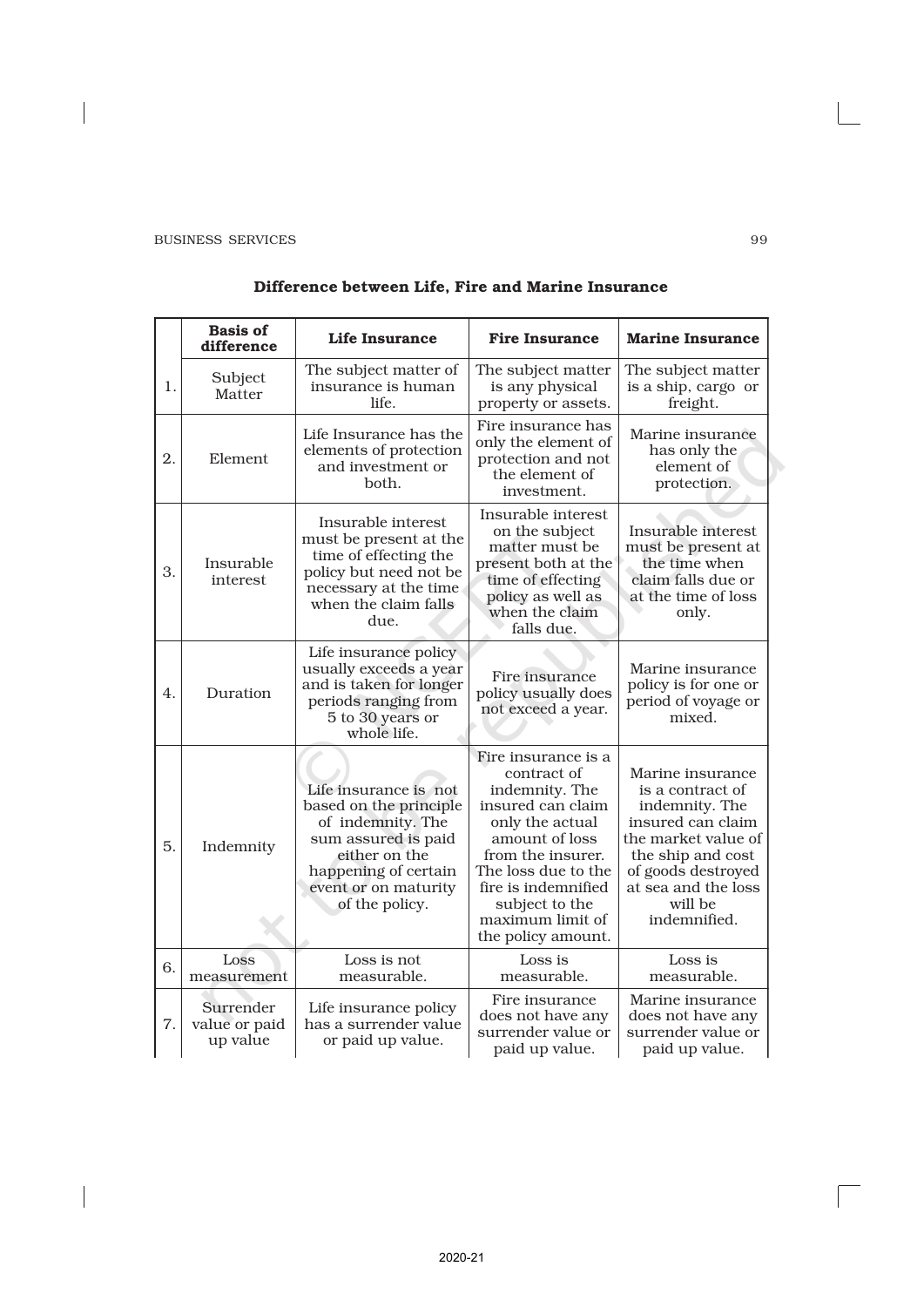**Difference between Life, Fire and Marine Insurance**

| | Basis of difference | Life Insurance | Fire Insurance | Marine Insurance |
|---|---|---|---|---|
| 1. | Subject Matter | The subject matter of insurance is human life. | The subject matter is any physical property or assets. | The subject matter is a ship, cargo or freight. |
| 2. | Element | Life Insurance has the elements of protection and investment or both. | Fire insurance has only the element of protection and not the element of investment. | Marine insurance has only the element of protection. |
| 3. | Insurable interest | Insurable interest must be present at the time of effecting the policy but need not be necessary at the time when the claim falls due. | Insurable interest on the subject matter must be present both at the time of effecting policy as well as when the claim falls due. | Insurable interest must be present at the time when claim falls due or at the time of loss only. |
| 4. | Duration | Life insurance policy usually exceeds a year and is taken for longer periods ranging from 5 to 30 years or whole life. | Fire insurance policy usually does not exceed a year. | Marine insurance policy is for one or period of voyage or mixed. |
| 5. | Indemnity | Life insurance is not based on the principle of indemnity. The sum assured is paid either on the happening of certain event or on maturity of the policy. | Fire insurance is a contract of indemnity. The insured can claim only the actual amount of loss from the insurer. The loss due to the fire is indemnified subject to the maximum limit of the policy amount. | Marine insurance is a contract of indemnity. The insured can claim the market value of the ship and cost of goods destroyed at sea and the loss will be indemnified. |
| 6. | Loss measurement | Loss is not measurable. | Loss is measurable. | Loss is measurable. |
| 7. | Surrender value or paid up value | Life insurance policy has a surrender value or paid up value. | Fire insurance does not have any surrender value or paid up value. | Marine insurance does not have any surrender value or paid up value. |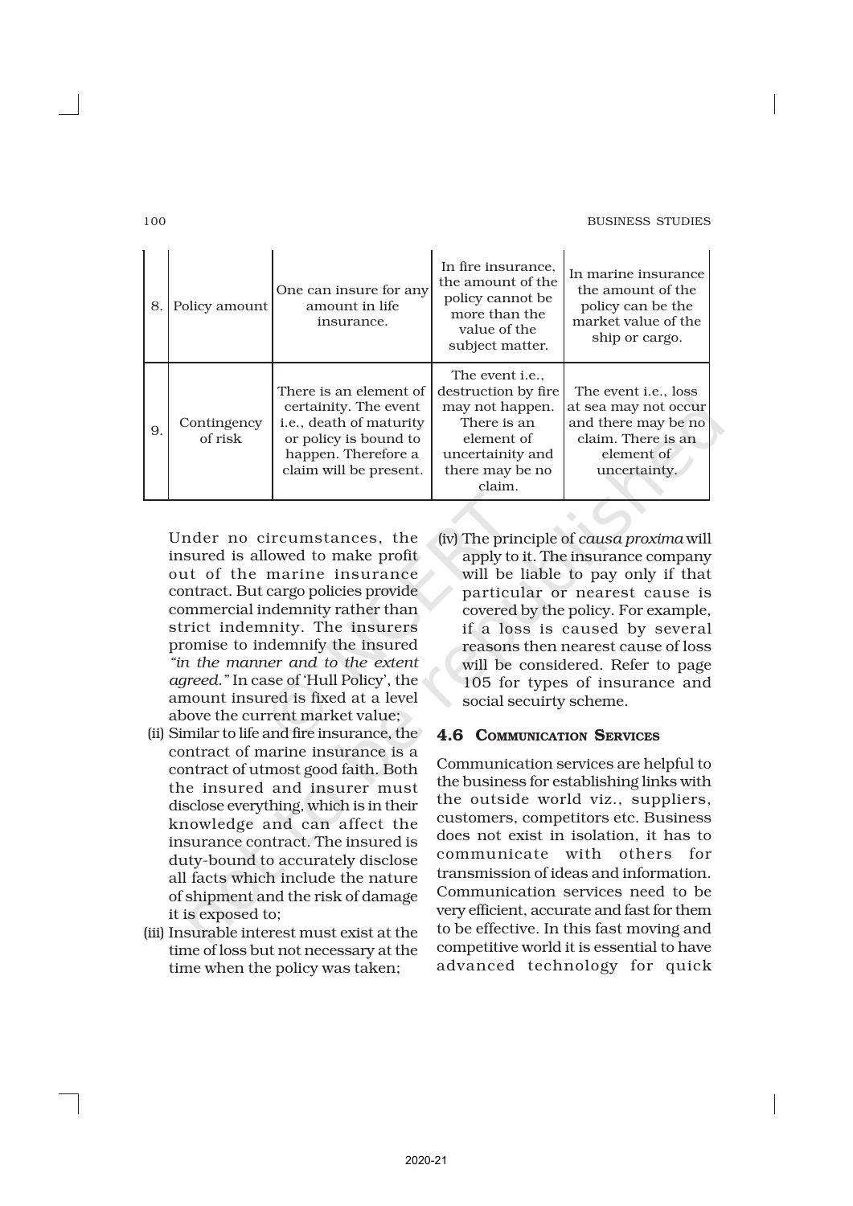| | | | | |
|---|---|---|---|---|
| 8. | Policy amount | One can insure for any amount in life insurance. | In fire insurance, the amount of the policy cannot be more than the value of the subject matter. | In marine insurance the amount of the policy can be the market value of the ship or cargo. |
| 9. | Contingency of risk | There is an element of certainity. The event i.e., death of maturity or policy is bound to happen. Therefore a claim will be present. | The event i.e., destruction by fire may not happen. There is an element of uncertainity and there may be no claim. | The event i.e., loss at sea may not occur and there may be no claim. There is an element of uncertainty. |

Under no circumstances, the insured is allowed to make profit out of the marine insurance contract. But cargo policies provide commercial indemnity rather than strict indemnity. The insurers promise to indemnify the insured *"in the manner and to the extent agreed."* In case of 'Hull Policy', the amount insured is fixed at a level above the current market value;

(ii) Similar to life and fire insurance, the contract of marine insurance is a contract of utmost good faith. Both the insured and insurer must disclose everything, which is in their knowledge and can affect the insurance contract. The insured is duty-bound to accurately disclose all facts which include the nature of shipment and the risk of damage it is exposed to;

(iii) Insurable interest must exist at the time of loss but not necessary at the time when the policy was taken;

(iv) The principle of *causa proxima* will apply to it. The insurance company will be liable to pay only if that particular or nearest cause is covered by the policy. For example, if a loss is caused by several reasons then nearest cause of loss will be considered. Refer to page 105 for types of insurance and social secuirty scheme.

### 4.6 Communication Services

Communication services are helpful to the business for establishing links with the outside world viz., suppliers, customers, competitors etc. Business does not exist in isolation, it has to communicate with others for transmission of ideas and information. Communication services need to be very efficient, accurate and fast for them to be effective. In this fast moving and competitive world it is essential to have advanced technology for quick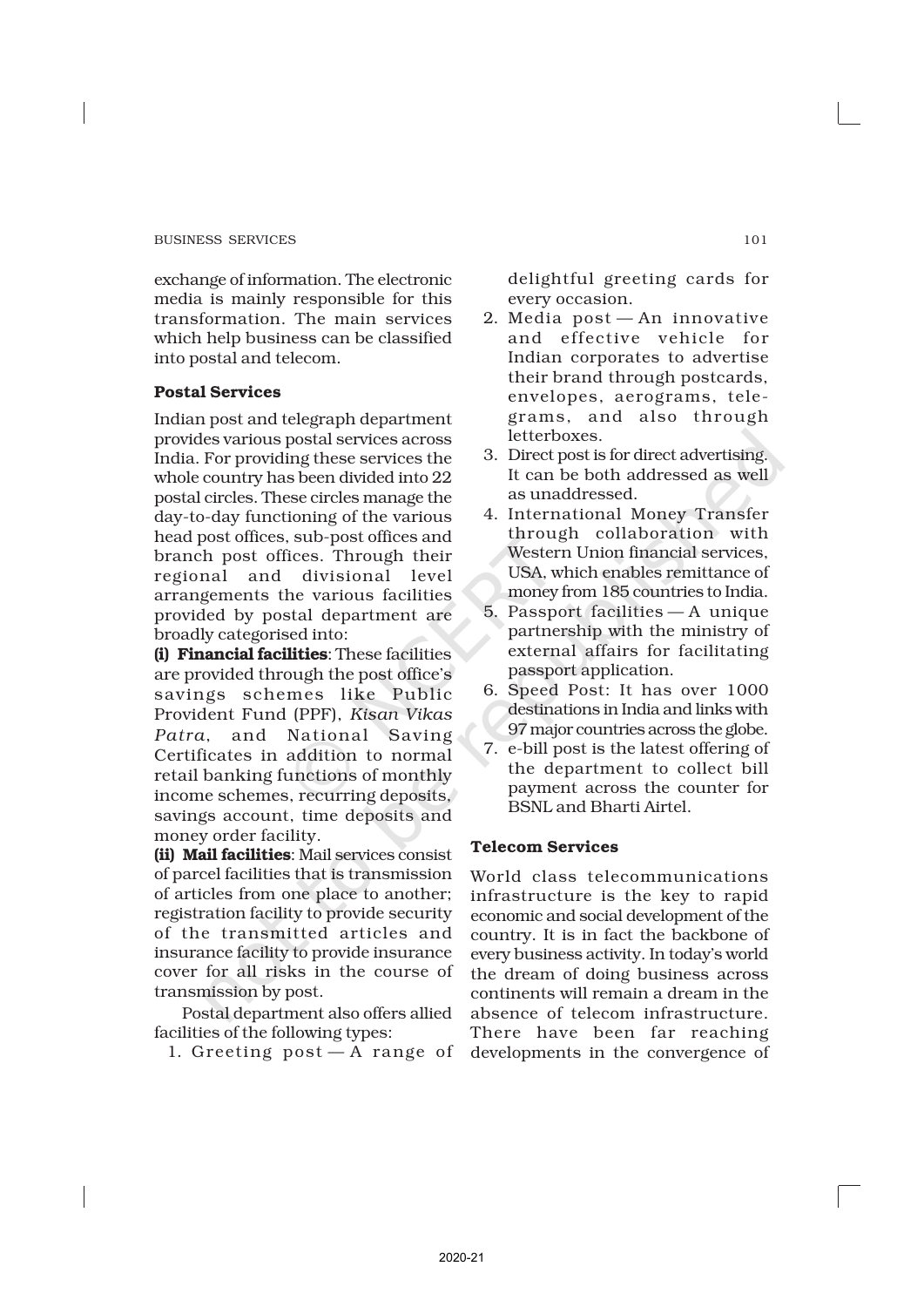exchange of information. The electronic media is mainly responsible for this transformation. The main services which help business can be classified into postal and telecom.

### Postal Services

Indian post and telegraph department provides various postal services across India. For providing these services the whole country has been divided into 22 postal circles. These circles manage the day-to-day functioning of the various head post offices, sub-post offices and branch post offices. Through their regional and divisional level arrangements the various facilities provided by postal department are broadly categorised into:

**(i) Financial facilities**: These facilities are provided through the post office's savings schemes like Public Provident Fund (PPF), *Kisan Vikas Patra*, and National Saving Certificates in addition to normal retail banking functions of monthly income schemes, recurring deposits, savings account, time deposits and money order facility.

**(ii) Mail facilities**: Mail services consist of parcel facilities that is transmission of articles from one place to another; registration facility to provide security of the transmitted articles and insurance facility to provide insurance cover for all risks in the course of transmission by post.

Postal department also offers allied facilities of the following types:

1. Greeting post — A range of delightful greeting cards for every occasion.
2. Media post — An innovative and effective vehicle for Indian corporates to advertise their brand through postcards, envelopes, aerograms, telegrams, and also through letterboxes.
3. Direct post is for direct advertising. It can be both addressed as well as unaddressed.
4. International Money Transfer through collaboration with Western Union financial services, USA, which enables remittance of money from 185 countries to India.
5. Passport facilities — A unique partnership with the ministry of external affairs for facilitating passport application.
6. Speed Post: It has over 1000 destinations in India and links with 97 major countries across the globe.
7. e-bill post is the latest offering of the department to collect bill payment across the counter for BSNL and Bharti Airtel.

### Telecom Services

World class telecommunications infrastructure is the key to rapid economic and social development of the country. It is in fact the backbone of every business activity. In today's world the dream of doing business across continents will remain a dream in the absence of telecom infrastructure. There have been far reaching developments in the convergence of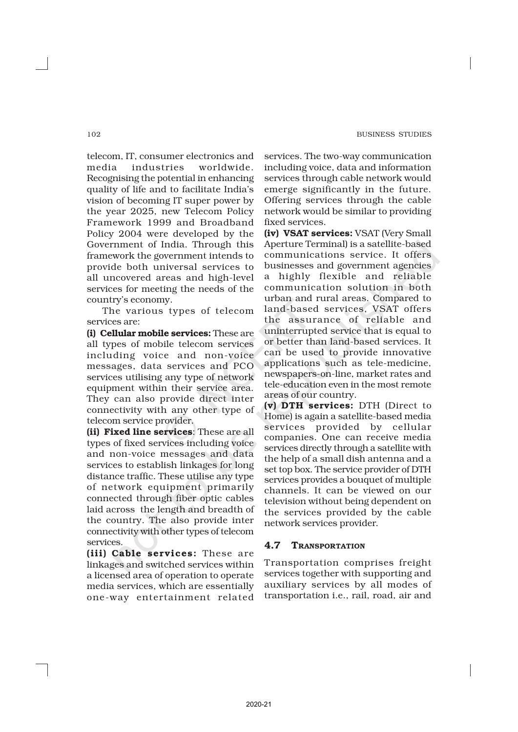telecom, IT, consumer electronics and media industries worldwide. Recognising the potential in enhancing quality of life and to facilitate India's vision of becoming IT super power by the year 2025, new Telecom Policy Framework 1999 and Broadband Policy 2004 were developed by the Government of India. Through this framework the government intends to provide both universal services to all uncovered areas and high-level services for meeting the needs of the country's economy.

The various types of telecom services are:

**(i) Cellular mobile services:** These are all types of mobile telecom services including voice and non-voice messages, data services and PCO services utilising any type of network equipment within their service area. They can also provide direct inter connectivity with any other type of telecom service provider.

**(ii) Fixed line services**: These are all types of fixed services including voice and non-voice messages and data services to establish linkages for long distance traffic. These utilise any type of network equipment primarily connected through fiber optic cables laid across the length and breadth of the country. The also provide inter connectivity with other types of telecom services.

**(iii) Cable services:** These are linkages and switched services within a licensed area of operation to operate media services, which are essentially one-way entertainment related services. The two-way communication including voice, data and information services through cable network would emerge significantly in the future. Offering services through the cable network would be similar to providing fixed services.

**(iv) VSAT services:** VSAT (Very Small Aperture Terminal) is a satellite-based communications service. It offers businesses and government agencies a highly flexible and reliable communication solution in both urban and rural areas. Compared to land-based services, VSAT offers the assurance of reliable and uninterrupted service that is equal to or better than land-based services. It can be used to provide innovative applications such as tele-medicine, newspapers-on-line, market rates and tele-education even in the most remote areas of our country.

**(v) DTH services:** DTH (Direct to Home) is again a satellite-based media services provided by cellular companies. One can receive media services directly through a satellite with the help of a small dish antenna and a set top box. The service provider of DTH services provides a bouquet of multiple channels. It can be viewed on our television without being dependent on the services provided by the cable network services provider.

## 4.7 Transportation

Transportation comprises freight services together with supporting and auxiliary services by all modes of transportation i.e., rail, road, air and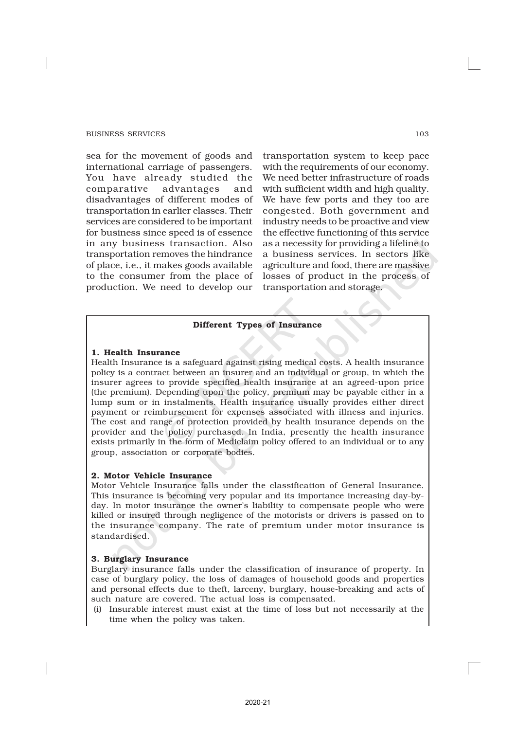sea for the movement of goods and international carriage of passengers. You have already studied the comparative advantages and disadvantages of different modes of transportation in earlier classes. Their services are considered to be important for business since speed is of essence in any business transaction. Also transportation removes the hindrance of place, i.e., it makes goods available to the consumer from the place of production. We need to develop our transportation system to keep pace with the requirements of our economy. We need better infrastructure of roads with sufficient width and high quality. We have few ports and they too are congested. Both government and industry needs to be proactive and view the effective functioning of this service as a necessity for providing a lifeline to a business services. In sectors like agriculture and food, there are massive losses of product in the process of transportation and storage.

### Different Types of Insurance

**1. Health Insurance**

Health Insurance is a safeguard against rising medical costs. A health insurance policy is a contract between an insurer and an individual or group, in which the insurer agrees to provide specified health insurance at an agreed-upon price (the premium). Depending upon the policy, premium may be payable either in a lump sum or in instalments. Health insurance usually provides either direct payment or reimbursement for expenses associated with illness and injuries. The cost and range of protection provided by health insurance depends on the provider and the policy purchased. In India, presently the health insurance exists primarily in the form of Mediclaim policy offered to an individual or to any group, association or corporate bodies.

**2. Motor Vehicle Insurance**

Motor Vehicle Insurance falls under the classification of General Insurance. This insurance is becoming very popular and its importance increasing day-by-day. In motor insurance the owner's liability to compensate people who were killed or insured through negligence of the motorists or drivers is passed on to the insurance company. The rate of premium under motor insurance is standardised.

**3. Burglary Insurance**

Burglary insurance falls under the classification of insurance of property. In case of burglary policy, the loss of damages of household goods and properties and personal effects due to theft, larceny, burglary, house-breaking and acts of such nature are covered. The actual loss is compensated.

(i) Insurable interest must exist at the time of loss but not necessarily at the time when the policy was taken.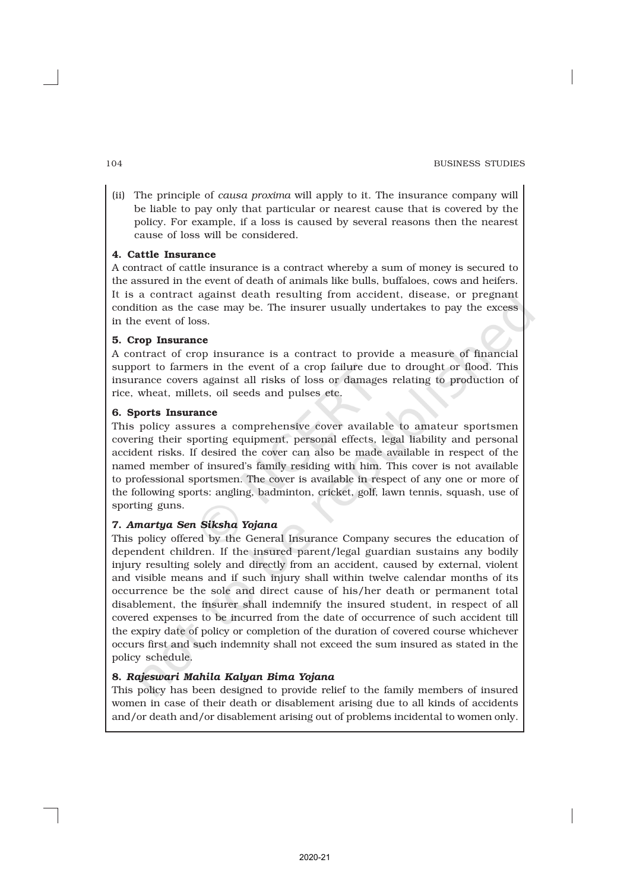(ii) The principle of *causa proxima* will apply to it. The insurance company will be liable to pay only that particular or nearest cause that is covered by the policy. For example, if a loss is caused by several reasons then the nearest cause of loss will be considered.

**4. Cattle Insurance**

A contract of cattle insurance is a contract whereby a sum of money is secured to the assured in the event of death of animals like bulls, buffaloes, cows and heifers. It is a contract against death resulting from accident, disease, or pregnant condition as the case may be. The insurer usually undertakes to pay the excess in the event of loss.

**5. Crop Insurance**

A contract of crop insurance is a contract to provide a measure of financial support to farmers in the event of a crop failure due to drought or flood. This insurance covers against all risks of loss or damages relating to production of rice, wheat, millets, oil seeds and pulses etc.

**6. Sports Insurance**

This policy assures a comprehensive cover available to amateur sportsmen covering their sporting equipment, personal effects, legal liability and personal accident risks. If desired the cover can also be made available in respect of the named member of insured's family residing with him. This cover is not available to professional sportsmen. The cover is available in respect of any one or more of the following sports: angling, badminton, cricket, golf, lawn tennis, squash, use of sporting guns.

**7. *Amartya Sen Siksha Yojana***

This policy offered by the General Insurance Company secures the education of dependent children. If the insured parent/legal guardian sustains any bodily injury resulting solely and directly from an accident, caused by external, violent and visible means and if such injury shall within twelve calendar months of its occurrence be the sole and direct cause of his/her death or permanent total disablement, the insurer shall indemnify the insured student, in respect of all covered expenses to be incurred from the date of occurrence of such accident till the expiry date of policy or completion of the duration of covered course whichever occurs first and such indemnity shall not exceed the sum insured as stated in the policy schedule.

**8. *Rajeswari Mahila Kalyan Bima Yojana***

This policy has been designed to provide relief to the family members of insured women in case of their death or disablement arising due to all kinds of accidents and/or death and/or disablement arising out of problems incidental to women only.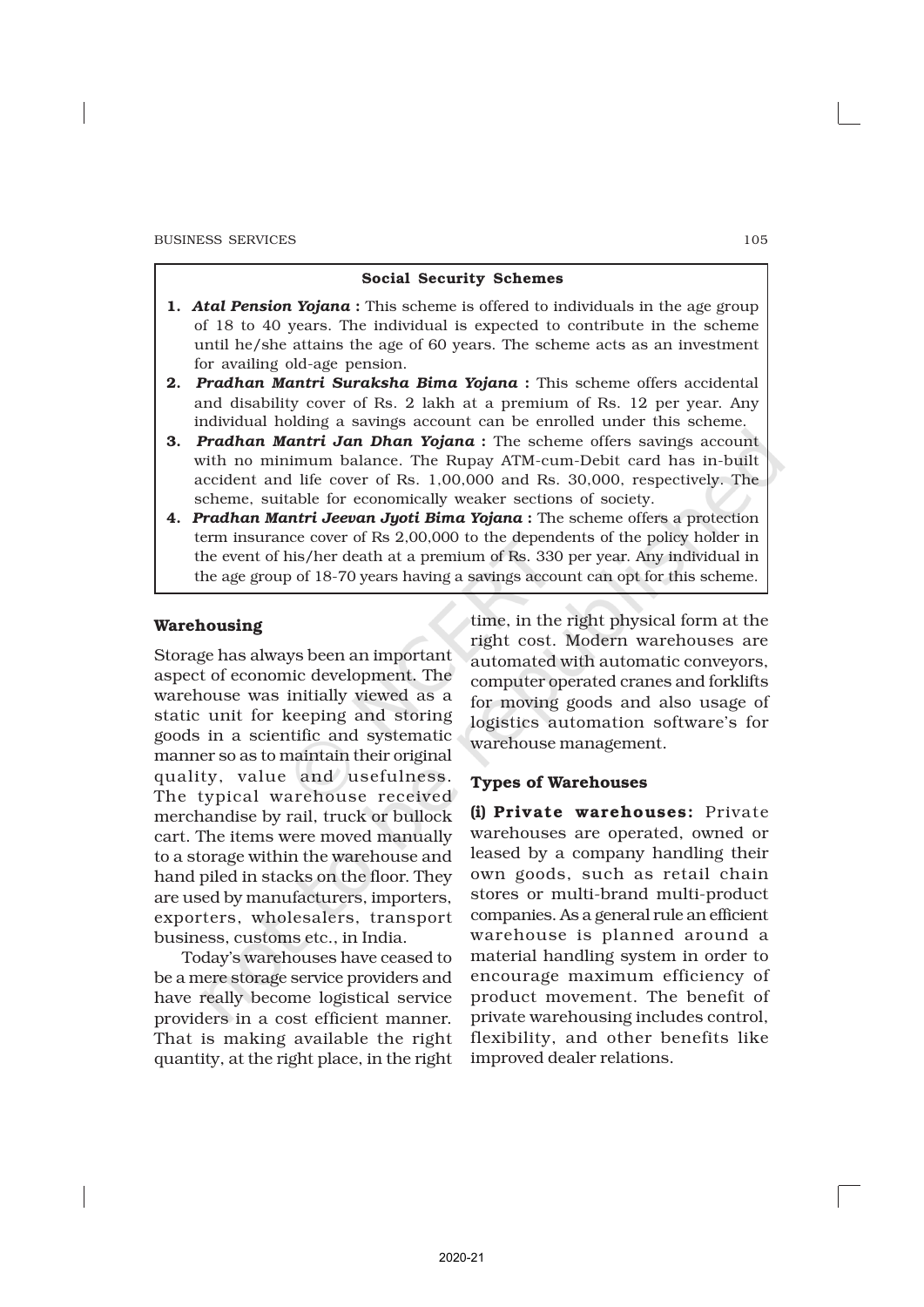**Social Security Schemes**

1. ***Atal Pension Yojana* :** This scheme is offered to individuals in the age group of 18 to 40 years. The individual is expected to contribute in the scheme until he/she attains the age of 60 years. The scheme acts as an investment for availing old-age pension.
2. ***Pradhan Mantri Suraksha Bima Yojana* :** This scheme offers accidental and disability cover of Rs. 2 lakh at a premium of Rs. 12 per year. Any individual holding a savings account can be enrolled under this scheme.
3. ***Pradhan Mantri Jan Dhan Yojana* :** The scheme offers savings account with no minimum balance. The Rupay ATM-cum-Debit card has in-built accident and life cover of Rs. 1,00,000 and Rs. 30,000, respectively. The scheme, suitable for economically weaker sections of society.
4. ***Pradhan Mantri Jeevan Jyoti Bima Yojana* :** The scheme offers a protection term insurance cover of Rs 2,00,000 to the dependents of the policy holder in the event of his/her death at a premium of Rs. 330 per year. Any individual in the age group of 18-70 years having a savings account can opt for this scheme.

## Warehousing

Storage has always been an important aspect of economic development. The warehouse was initially viewed as a static unit for keeping and storing goods in a scientific and systematic manner so as to maintain their original quality, value and usefulness. The typical warehouse received merchandise by rail, truck or bullock cart. The items were moved manually to a storage within the warehouse and hand piled in stacks on the floor. They are used by manufacturers, importers, exporters, wholesalers, transport business, customs etc., in India.

Today's warehouses have ceased to be a mere storage service providers and have really become logistical service providers in a cost efficient manner. That is making available the right quantity, at the right place, in the right time, in the right physical form at the right cost. Modern warehouses are automated with automatic conveyors, computer operated cranes and forklifts for moving goods and also usage of logistics automation software's for warehouse management.

### Types of Warehouses

**(i) Private warehouses:** Private warehouses are operated, owned or leased by a company handling their own goods, such as retail chain stores or multi-brand multi-product companies. As a general rule an efficient warehouse is planned around a material handling system in order to encourage maximum efficiency of product movement. The benefit of private warehousing includes control, flexibility, and other benefits like improved dealer relations.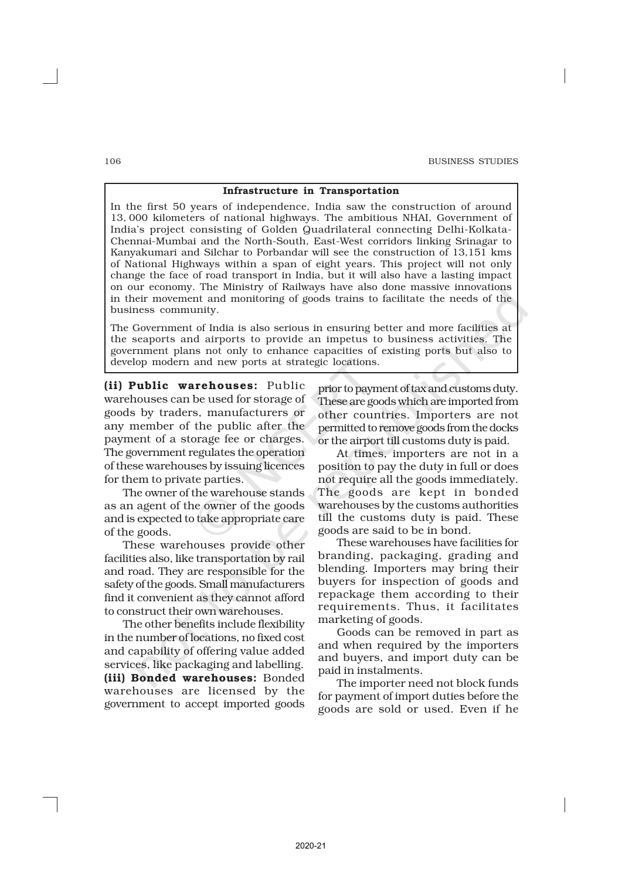**Infrastructure in Transportation**

In the first 50 years of independence, India saw the construction of around 13, 000 kilometers of national highways. The ambitious NHAI, Government of India's project consisting of Golden Quadrilateral connecting Delhi-Kolkata-Chennai-Mumbai and the North-South, East-West corridors linking Srinagar to Kanyakumari and Silchar to Porbandar will see the construction of 13,151 kms of National Highways within a span of eight years. This project will not only change the face of road transport in India, but it will also have a lasting impact on our economy. The Ministry of Railways have also done massive innovations in their movement and monitoring of goods trains to facilitate the needs of the business community.

The Government of India is also serious in ensuring better and more facilities at the seaports and airports to provide an impetus to business activities. The government plans not only to enhance capacities of existing ports but also to develop modern and new ports at strategic locations.

**(ii) Public warehouses:** Public warehouses can be used for storage of goods by traders, manufacturers or any member of the public after the payment of a storage fee or charges. The government regulates the operation of these warehouses by issuing licences for them to private parties.

The owner of the warehouse stands as an agent of the owner of the goods and is expected to take appropriate care of the goods.

These warehouses provide other facilities also, like transportation by rail and road. They are responsible for the safety of the goods. Small manufacturers find it convenient as they cannot afford to construct their own warehouses.

The other benefits include flexibility in the number of locations, no fixed cost and capability of offering value added services, like packaging and labelling.

**(iii) Bonded warehouses:** Bonded warehouses are licensed by the government to accept imported goods prior to payment of tax and customs duty. These are goods which are imported from other countries. Importers are not permitted to remove goods from the docks or the airport till customs duty is paid.

At times, importers are not in a position to pay the duty in full or does not require all the goods immediately. The goods are kept in bonded warehouses by the customs authorities till the customs duty is paid. These goods are said to be in bond.

These warehouses have facilities for branding, packaging, grading and blending. Importers may bring their buyers for inspection of goods and repackage them according to their requirements. Thus, it facilitates marketing of goods.

Goods can be removed in part as and when required by the importers and buyers, and import duty can be paid in instalments.

The importer need not block funds for payment of import duties before the goods are sold or used. Even if he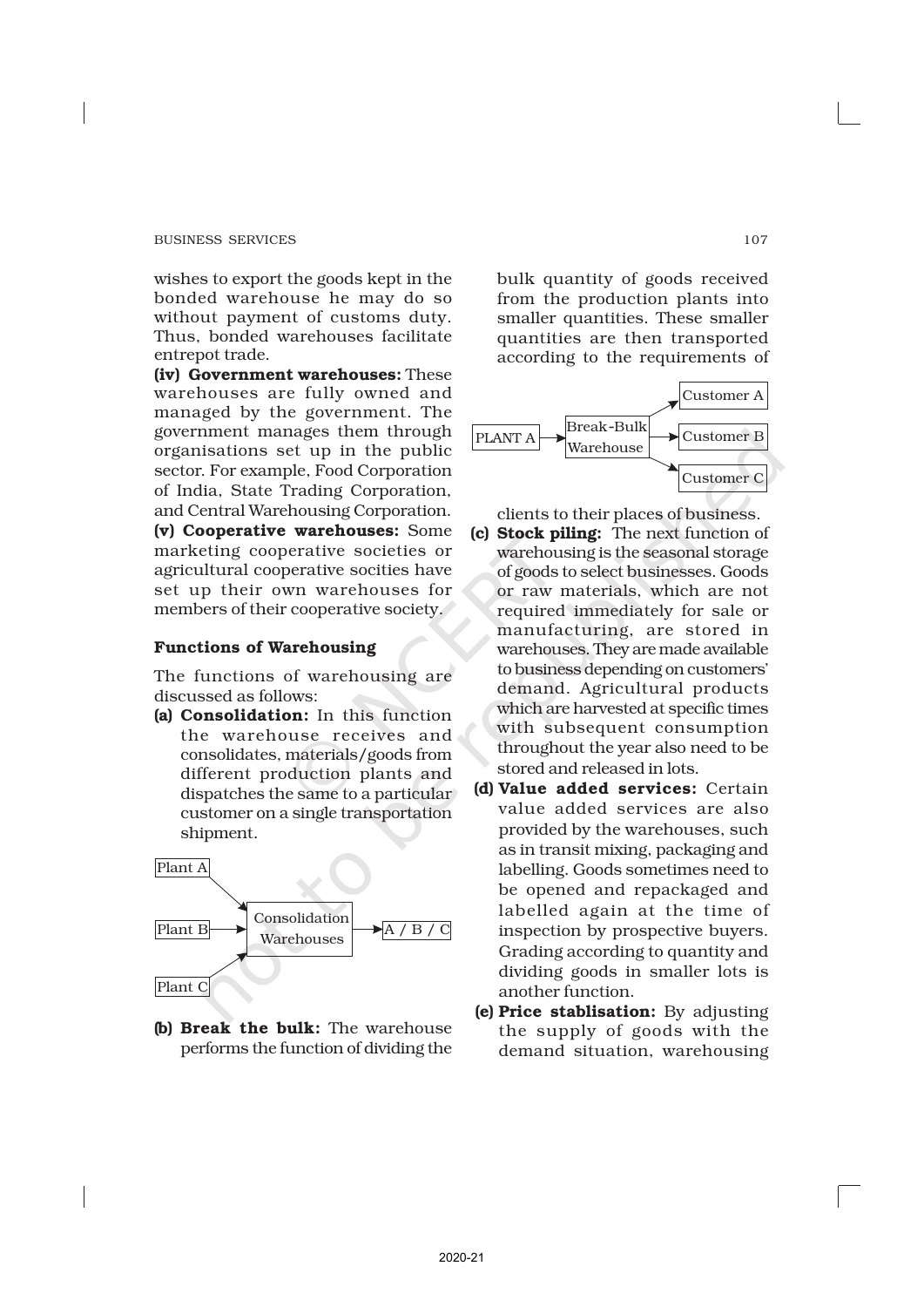wishes to export the goods kept in the bonded warehouse he may do so without payment of customs duty. Thus, bonded warehouses facilitate entrepot trade.

**(iv) Government warehouses:** These warehouses are fully owned and managed by the government. The government manages them through organisations set up in the public sector. For example, Food Corporation of India, State Trading Corporation, and Central Warehousing Corporation.

**(v) Cooperative warehouses:** Some marketing cooperative societies or agricultural cooperative socities have set up their own warehouses for members of their cooperative society.

### Functions of Warehousing

The functions of warehousing are discussed as follows:

**(a) Consolidation:** In this function the warehouse receives and consolidates, materials/goods from different production plants and dispatches the same to a particular customer on a single transportation shipment.

Plant A
Plant B
Plant C
Consolidation Warehouses
A / B / C

**(b) Break the bulk:** The warehouse performs the function of dividing the bulk quantity of goods received from the production plants into smaller quantities. These smaller quantities are then transported according to the requirements of clients to their places of business.

PLANT A
Break-Bulk Warehouse
Customer A
Customer B
Customer C

**(c) Stock piling:** The next function of warehousing is the seasonal storage of goods to select businesses. Goods or raw materials, which are not required immediately for sale or manufacturing, are stored in warehouses. They are made available to business depending on customers' demand. Agricultural products which are harvested at specific times with subsequent consumption throughout the year also need to be stored and released in lots.

**(d) Value added services:** Certain value added services are also provided by the warehouses, such as in transit mixing, packaging and labelling. Goods sometimes need to be opened and repackaged and labelled again at the time of inspection by prospective buyers. Grading according to quantity and dividing goods in smaller lots is another function.

**(e) Price stablisation:** By adjusting the supply of goods with the demand situation, warehousing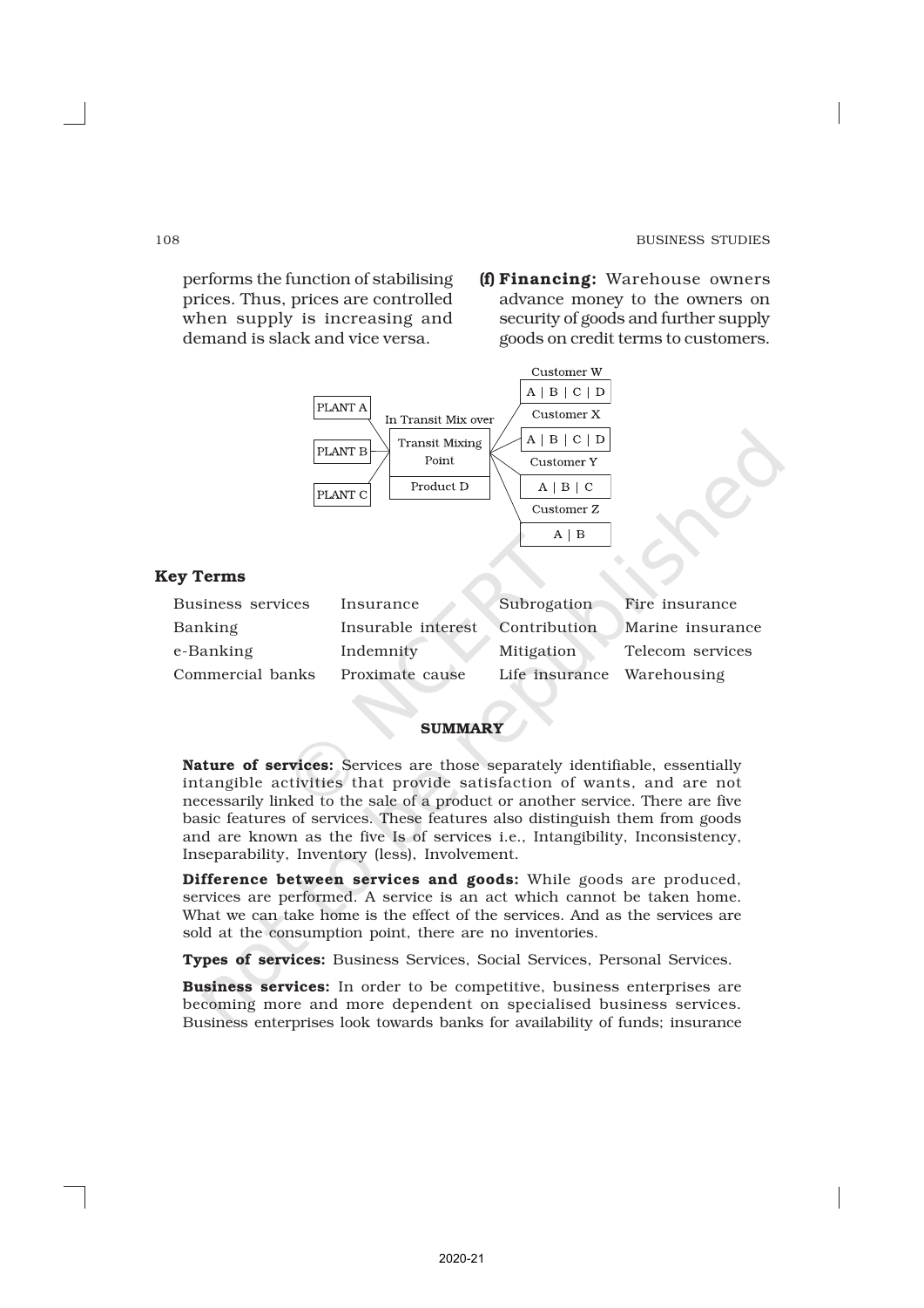performs the function of stabilising prices. Thus, prices are controlled when supply is increasing and demand is slack and vice versa.

**(f) Financing:** Warehouse owners advance money to the owners on security of goods and further supply goods on credit terms to customers.

PLANT A
PLANT B
PLANT C
In Transit Mix over
Transit Mixing Point
Product D
Customer W
A | B | C | D
Customer X
A | B | C | D
Customer Y
A | B | C
Customer Z
A | B

## Key Terms

| | | | |
|---|---|---|---|
| Business services | Insurance | Subrogation | Fire insurance |
| Banking | Insurable interest | Contribution | Marine insurance |
| e-Banking | Indemnity | Mitigation | Telecom services |
| Commercial banks | Proximate cause | Life insurance | Warehousing |

## SUMMARY

**Nature of services:** Services are those separately identifiable, essentially intangible activities that provide satisfaction of wants, and are not necessarily linked to the sale of a product or another service. There are five basic features of services. These features also distinguish them from goods and are known as the five Is of services i.e., Intangibility, Inconsistency, Inseparability, Inventory (less), Involvement.

**Difference between services and goods:** While goods are produced, services are performed. A service is an act which cannot be taken home. What we can take home is the effect of the services. And as the services are sold at the consumption point, there are no inventories.

**Types of services:** Business Services, Social Services, Personal Services.

**Business services:** In order to be competitive, business enterprises are becoming more and more dependent on specialised business services. Business enterprises look towards banks for availability of funds; insurance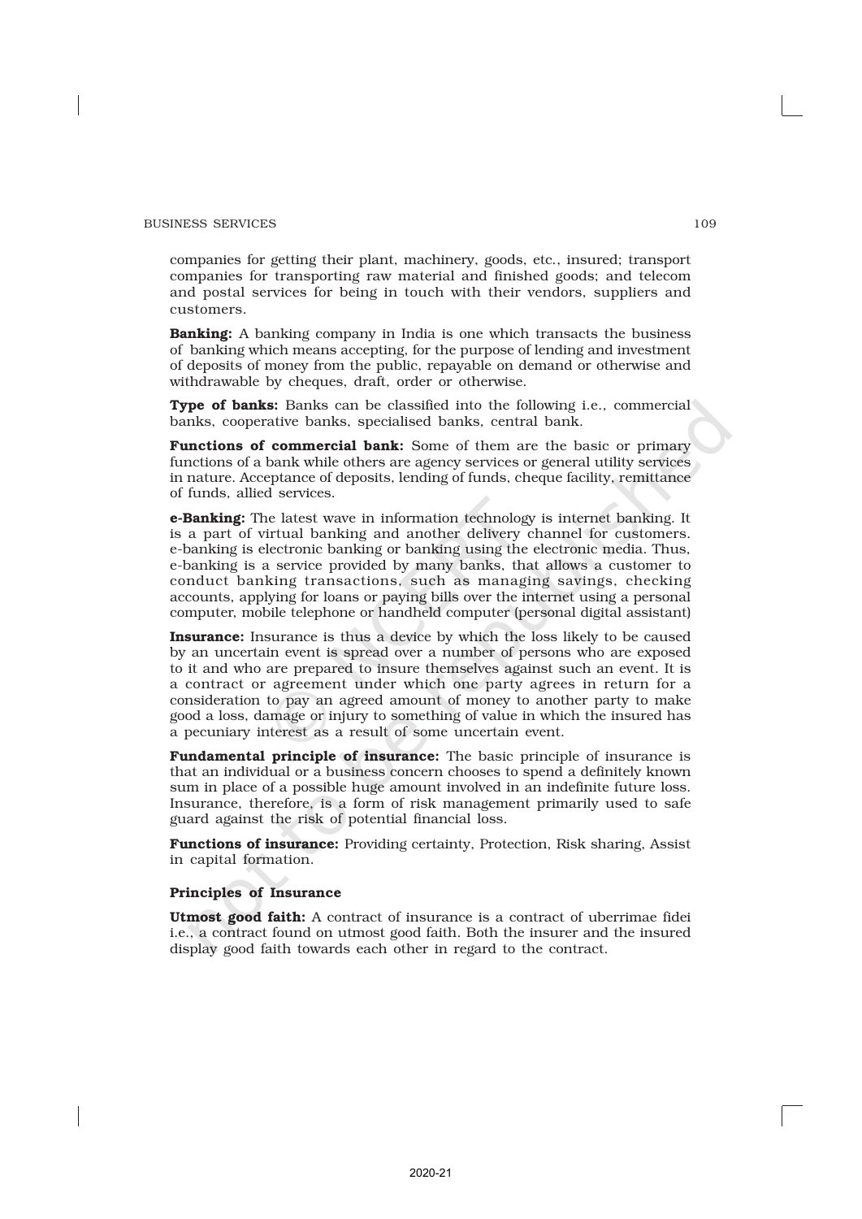companies for getting their plant, machinery, goods, etc., insured; transport companies for transporting raw material and finished goods; and telecom and postal services for being in touch with their vendors, suppliers and customers.

**Banking:** A banking company in India is one which transacts the business of banking which means accepting, for the purpose of lending and investment of deposits of money from the public, repayable on demand or otherwise and withdrawable by cheques, draft, order or otherwise.

**Type of banks:** Banks can be classified into the following i.e., commercial banks, cooperative banks, specialised banks, central bank.

**Functions of commercial bank:** Some of them are the basic or primary functions of a bank while others are agency services or general utility services in nature. Acceptance of deposits, lending of funds, cheque facility, remittance of funds, allied services.

**e-Banking:** The latest wave in information technology is internet banking. It is a part of virtual banking and another delivery channel for customers. e-banking is electronic banking or banking using the electronic media. Thus, e-banking is a service provided by many banks, that allows a customer to conduct banking transactions, such as managing savings, checking accounts, applying for loans or paying bills over the internet using a personal computer, mobile telephone or handheld computer (personal digital assistant)

**Insurance:** Insurance is thus a device by which the loss likely to be caused by an uncertain event is spread over a number of persons who are exposed to it and who are prepared to insure themselves against such an event. It is a contract or agreement under which one party agrees in return for a consideration to pay an agreed amount of money to another party to make good a loss, damage or injury to something of value in which the insured has a pecuniary interest as a result of some uncertain event.

**Fundamental principle of insurance:** The basic principle of insurance is that an individual or a business concern chooses to spend a definitely known sum in place of a possible huge amount involved in an indefinite future loss. Insurance, therefore, is a form of risk management primarily used to safe guard against the risk of potential financial loss.

**Functions of insurance:** Providing certainty, Protection, Risk sharing, Assist in capital formation.

**Principles of Insurance**

**Utmost good faith:** A contract of insurance is a contract of uberrimae fidei i.e., a contract found on utmost good faith. Both the insurer and the insured display good faith towards each other in regard to the contract.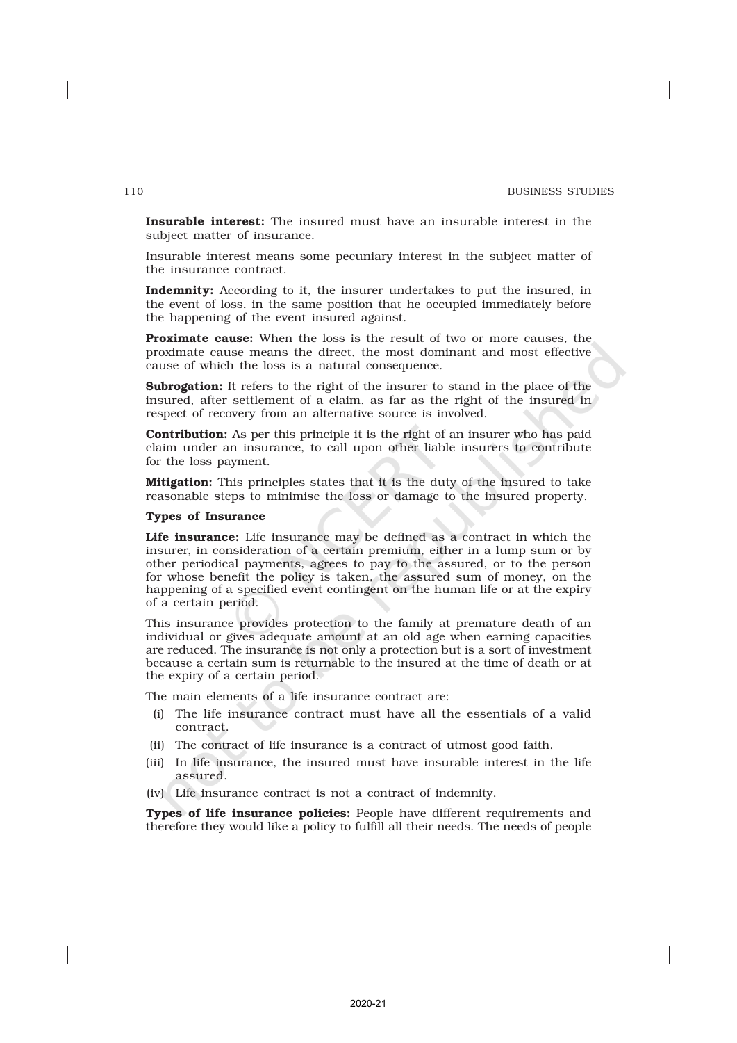**Insurable interest:** The insured must have an insurable interest in the subject matter of insurance.

Insurable interest means some pecuniary interest in the subject matter of the insurance contract.

**Indemnity:** According to it, the insurer undertakes to put the insured, in the event of loss, in the same position that he occupied immediately before the happening of the event insured against.

**Proximate cause:** When the loss is the result of two or more causes, the proximate cause means the direct, the most dominant and most effective cause of which the loss is a natural consequence.

**Subrogation:** It refers to the right of the insurer to stand in the place of the insured, after settlement of a claim, as far as the right of the insured in respect of recovery from an alternative source is involved.

**Contribution:** As per this principle it is the right of an insurer who has paid claim under an insurance, to call upon other liable insurers to contribute for the loss payment.

**Mitigation:** This principles states that it is the duty of the insured to take reasonable steps to minimise the loss or damage to the insured property.

**Types of Insurance**

**Life insurance:** Life insurance may be defined as a contract in which the insurer, in consideration of a certain premium, either in a lump sum or by other periodical payments, agrees to pay to the assured, or to the person for whose benefit the policy is taken, the assured sum of money, on the happening of a specified event contingent on the human life or at the expiry of a certain period.

This insurance provides protection to the family at premature death of an individual or gives adequate amount at an old age when earning capacities are reduced. The insurance is not only a protection but is a sort of investment because a certain sum is returnable to the insured at the time of death or at the expiry of a certain period.

The main elements of a life insurance contract are:

(i) The life insurance contract must have all the essentials of a valid contract.

(ii) The contract of life insurance is a contract of utmost good faith.

(iii) In life insurance, the insured must have insurable interest in the life assured.

(iv) Life insurance contract is not a contract of indemnity.

**Types of life insurance policies:** People have different requirements and therefore they would like a policy to fulfill all their needs. The needs of people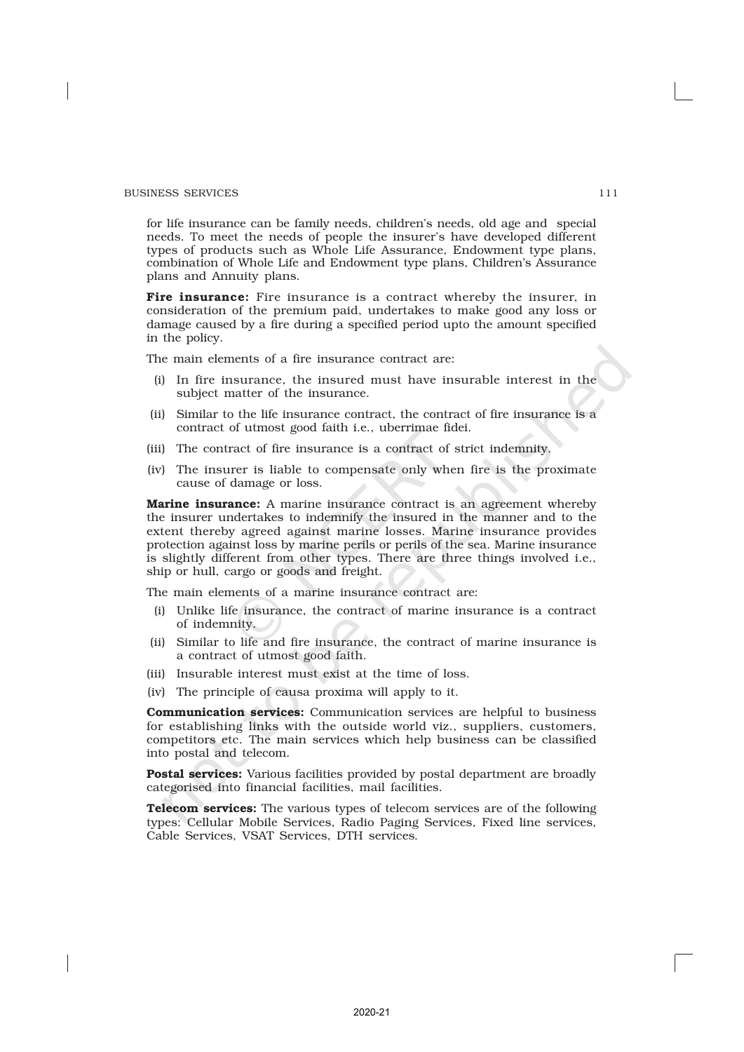for life insurance can be family needs, children's needs, old age and special needs. To meet the needs of people the insurer's have developed different types of products such as Whole Life Assurance, Endowment type plans, combination of Whole Life and Endowment type plans, Children's Assurance plans and Annuity plans.

**Fire insurance:** Fire insurance is a contract whereby the insurer, in consideration of the premium paid, undertakes to make good any loss or damage caused by a fire during a specified period upto the amount specified in the policy.

The main elements of a fire insurance contract are:

(i) In fire insurance, the insured must have insurable interest in the subject matter of the insurance.

(ii) Similar to the life insurance contract, the contract of fire insurance is a contract of utmost good faith i.e., uberrimae fidei.

(iii) The contract of fire insurance is a contract of strict indemnity.

(iv) The insurer is liable to compensate only when fire is the proximate cause of damage or loss.

**Marine insurance:** A marine insurance contract is an agreement whereby the insurer undertakes to indemnify the insured in the manner and to the extent thereby agreed against marine losses. Marine insurance provides protection against loss by marine perils or perils of the sea. Marine insurance is slightly different from other types. There are three things involved i.e., ship or hull, cargo or goods and freight.

The main elements of a marine insurance contract are:

(i) Unlike life insurance, the contract of marine insurance is a contract of indemnity.

(ii) Similar to life and fire insurance, the contract of marine insurance is a contract of utmost good faith.

(iii) Insurable interest must exist at the time of loss.

(iv) The principle of causa proxima will apply to it.

**Communication services:** Communication services are helpful to business for establishing links with the outside world viz., suppliers, customers, competitors etc. The main services which help business can be classified into postal and telecom.

**Postal services:** Various facilities provided by postal department are broadly categorised into financial facilities, mail facilities.

**Telecom services:** The various types of telecom services are of the following types: Cellular Mobile Services, Radio Paging Services, Fixed line services, Cable Services, VSAT Services, DTH services.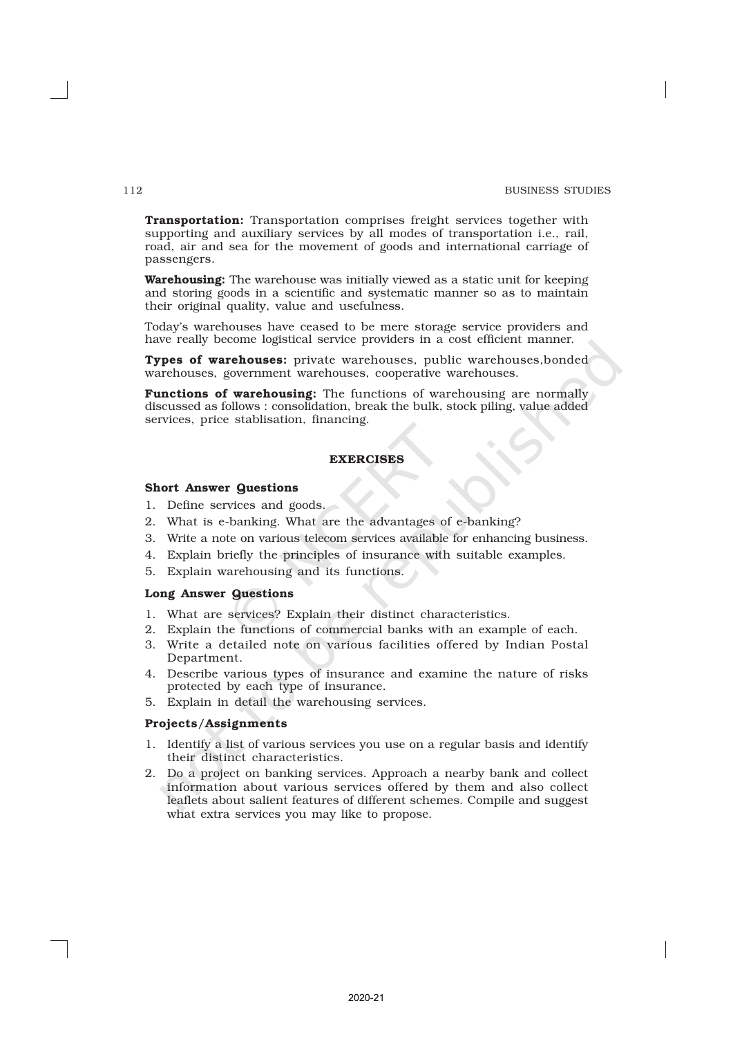**Transportation:** Transportation comprises freight services together with supporting and auxiliary services by all modes of transportation i.e., rail, road, air and sea for the movement of goods and international carriage of passengers.

**Warehousing:** The warehouse was initially viewed as a static unit for keeping and storing goods in a scientific and systematic manner so as to maintain their original quality, value and usefulness.

Today's warehouses have ceased to be mere storage service providers and have really become logistical service providers in a cost efficient manner.

**Types of warehouses:** private warehouses, public warehouses,bonded warehouses, government warehouses, cooperative warehouses.

**Functions of warehousing:** The functions of warehousing are normally discussed as follows : consolidation, break the bulk, stock piling, value added services, price stablisation, financing.

## EXERCISES

### Short Answer Questions

1. Define services and goods.
2. What is e-banking. What are the advantages of e-banking?
3. Write a note on various telecom services available for enhancing business.
4. Explain briefly the principles of insurance with suitable examples.
5. Explain warehousing and its functions.

### Long Answer Questions

1. What are services? Explain their distinct characteristics.
2. Explain the functions of commercial banks with an example of each.
3. Write a detailed note on various facilities offered by Indian Postal Department.
4. Describe various types of insurance and examine the nature of risks protected by each type of insurance.
5. Explain in detail the warehousing services.

### Projects/Assignments

1. Identify a list of various services you use on a regular basis and identify their distinct characteristics.
2. Do a project on banking services. Approach a nearby bank and collect information about various services offered by them and also collect leaflets about salient features of different schemes. Compile and suggest what extra services you may like to propose.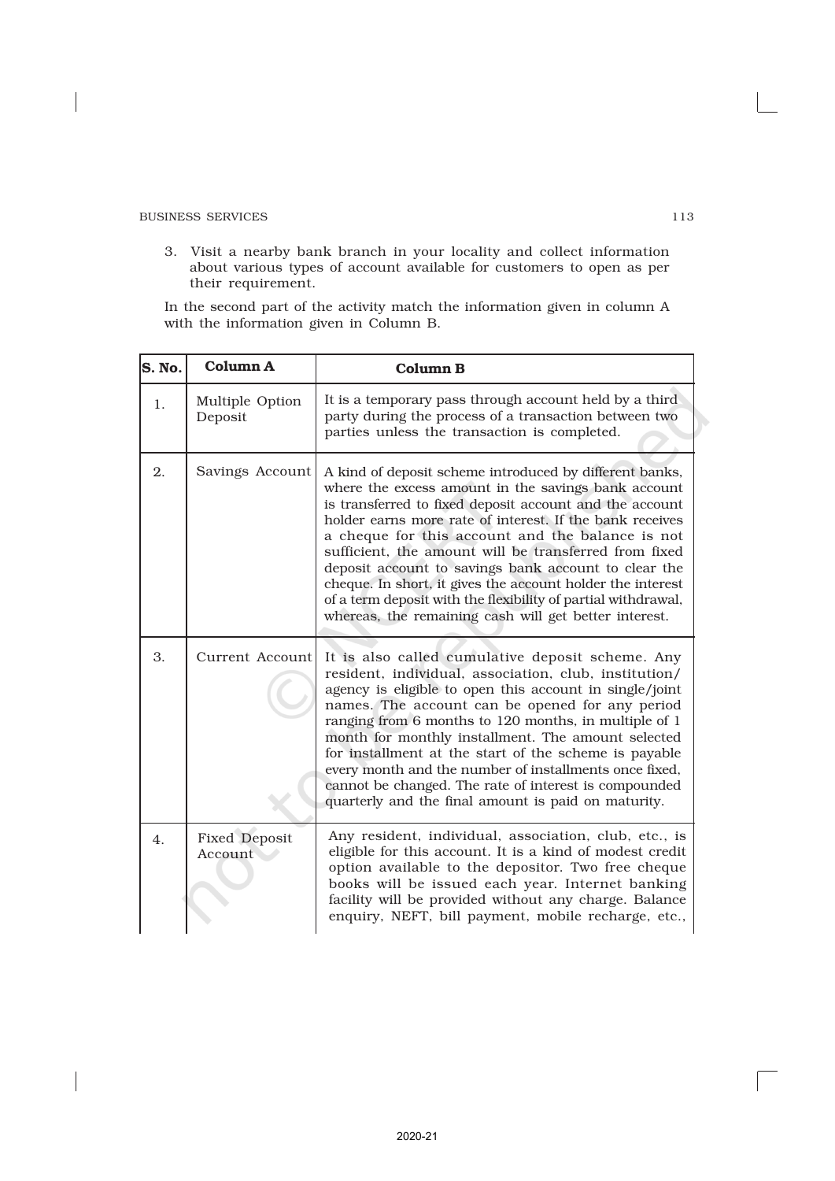3. Visit a nearby bank branch in your locality and collect information about various types of account available for customers to open as per their requirement.

In the second part of the activity match the information given in column A with the information given in Column B.

| S. No. | Column A | Column B |
|---|---|---|
| 1. | Multiple Option Deposit | It is a temporary pass through account held by a third party during the process of a transaction between two parties unless the transaction is completed. |
| 2. | Savings Account | A kind of deposit scheme introduced by different banks, where the excess amount in the savings bank account is transferred to fixed deposit account and the account holder earns more rate of interest. If the bank receives a cheque for this account and the balance is not sufficient, the amount will be transferred from fixed deposit account to savings bank account to clear the cheque. In short, it gives the account holder the interest of a term deposit with the flexibility of partial withdrawal, whereas, the remaining cash will get better interest. |
| 3. | Current Account | It is also called cumulative deposit scheme. Any resident, individual, association, club, institution/agency is eligible to open this account in single/joint names. The account can be opened for any period ranging from 6 months to 120 months, in multiple of 1 month for monthly installment. The amount selected for installment at the start of the scheme is payable every month and the number of installments once fixed, cannot be changed. The rate of interest is compounded quarterly and the final amount is paid on maturity. |
| 4. | Fixed Deposit Account | Any resident, individual, association, club, etc., is eligible for this account. It is a kind of modest credit option available to the depositor. Two free cheque books will be issued each year. Internet banking facility will be provided without any charge. Balance enquiry, NEFT, bill payment, mobile recharge, etc., |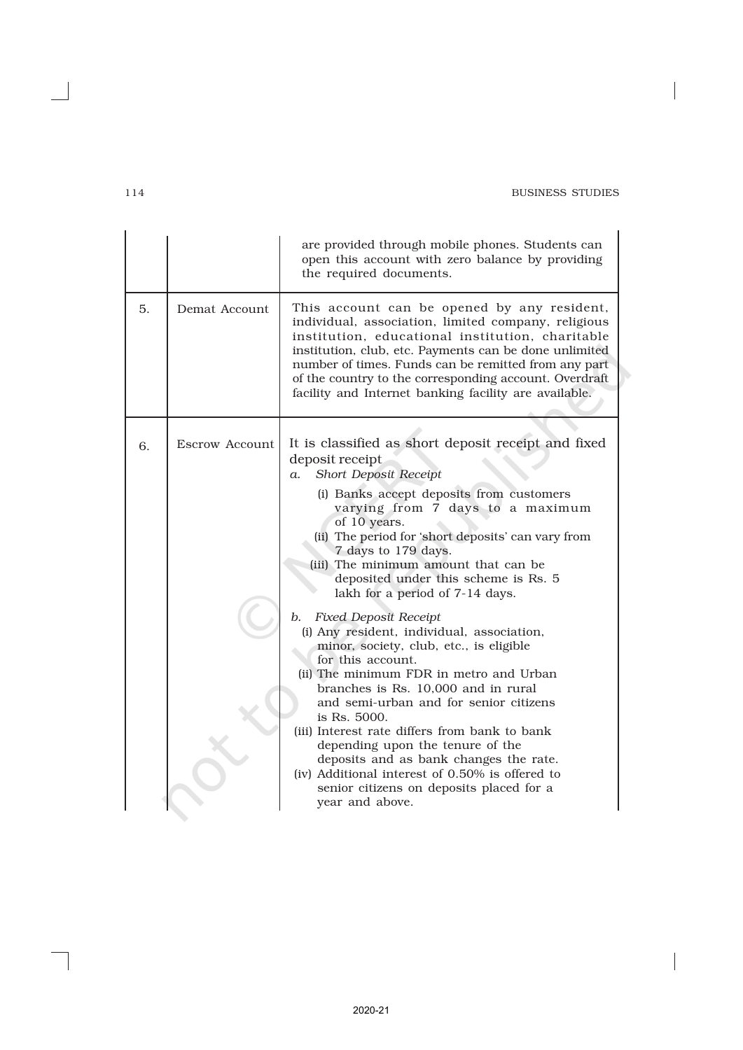| | | |
|---|---|---|
| | | are provided through mobile phones. Students can open this account with zero balance by providing the required documents. |
| 5. | Demat Account | This account can be opened by any resident, individual, association, limited company, religious institution, educational institution, charitable institution, club, etc. Payments can be done unlimited number of times. Funds can be remitted from any part of the country to the corresponding account. Overdraft facility and Internet banking facility are available. |
| 6. | Escrow Account | It is classified as short deposit receipt and fixed deposit receipt<br>*a. Short Deposit Receipt*<br>(i) Banks accept deposits from customers varying from 7 days to a maximum of 10 years.<br>(ii) The period for 'short deposits' can vary from 7 days to 179 days.<br>(iii) The minimum amount that can be deposited under this scheme is Rs. 5 lakh for a period of 7-14 days.<br>*b. Fixed Deposit Receipt*<br>(i) Any resident, individual, association, minor, society, club, etc., is eligible for this account.<br>(ii) The minimum FDR in metro and Urban branches is Rs. 10,000 and in rural and semi-urban and for senior citizens is Rs. 5000.<br>(iii) Interest rate differs from bank to bank depending upon the tenure of the deposits and as bank changes the rate.<br>(iv) Additional interest of 0.50% is offered to senior citizens on deposits placed for a year and above. |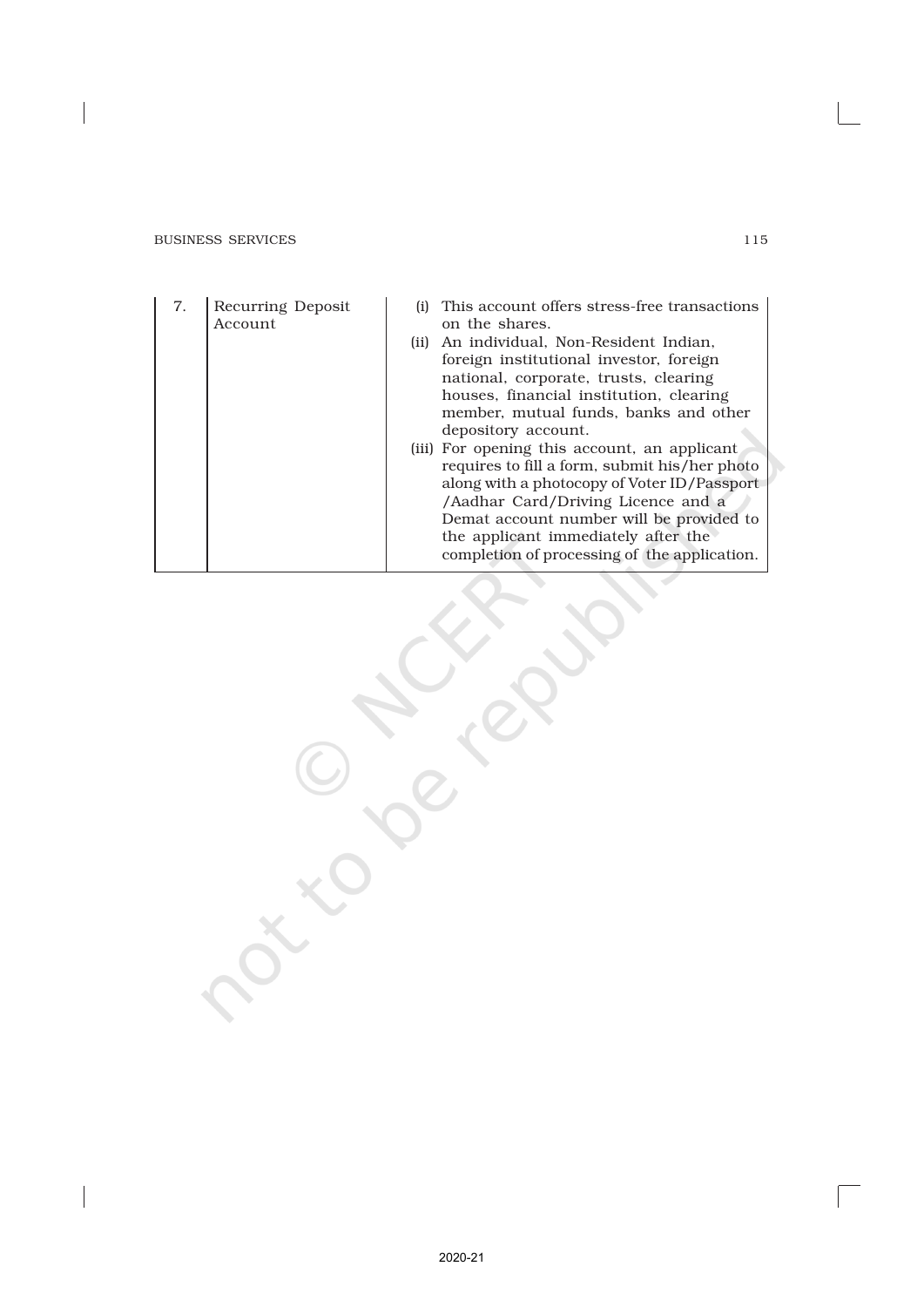| | | |
|---|---|---|
| 7. | Recurring Deposit Account | (i) This account offers stress-free transactions on the shares.<br>(ii) An individual, Non-Resident Indian, foreign institutional investor, foreign national, corporate, trusts, clearing houses, financial institution, clearing member, mutual funds, banks and other depository account.<br>(iii) For opening this account, an applicant requires to fill a form, submit his/her photo along with a photocopy of Voter ID/Passport /Aadhar Card/Driving Licence and a Demat account number will be provided to the applicant immediately after the completion of processing of the application. |